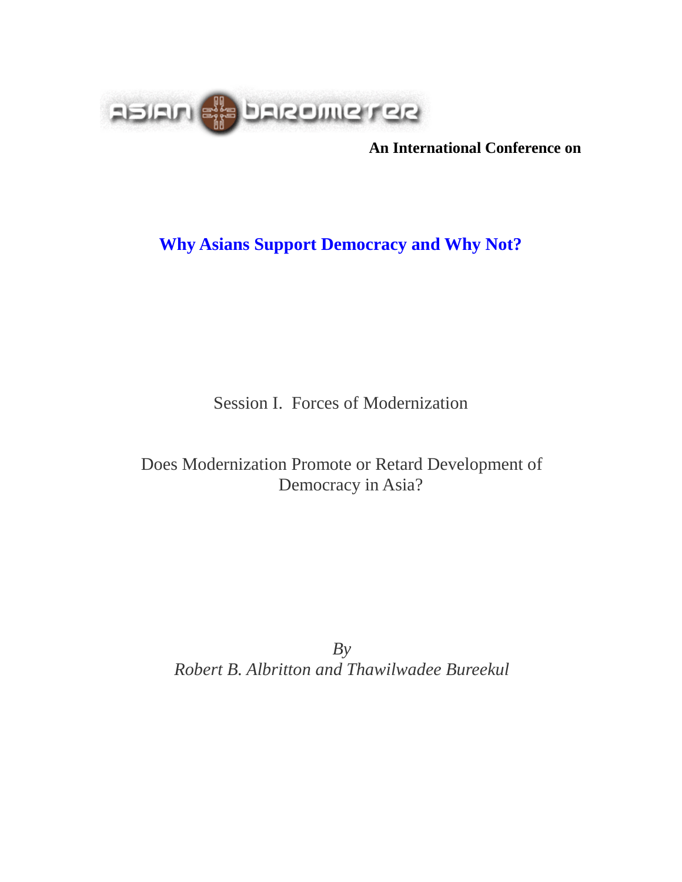An International Conference on

# Why Asians Support Democracy and Why Not?

Session I. Forces of Modernization

## Does Modernization Promote or Retard Development of Democracy in Asia?

*By*
*Robert B. Albritton and Thawilwadee Bureekul*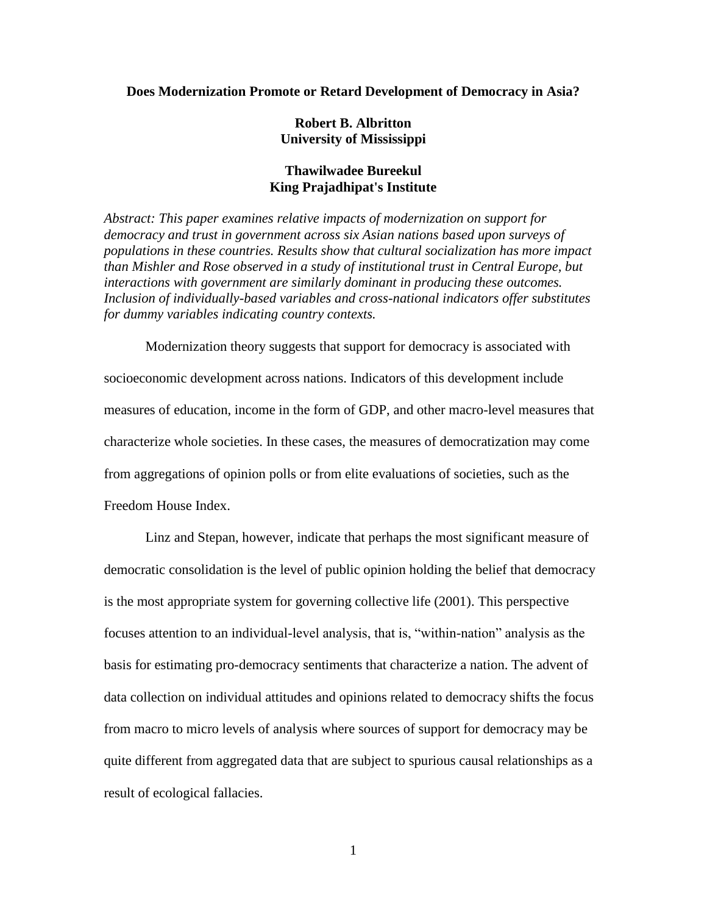**Does Modernization Promote or Retard Development of Democracy in Asia?**

**Robert B. Albritton**
**University of Mississippi**

**Thawilwadee Bureekul**
**King Prajadhipat's Institute**

*Abstract: This paper examines relative impacts of modernization on support for democracy and trust in government across six Asian nations based upon surveys of populations in these countries. Results show that cultural socialization has more impact than Mishler and Rose observed in a study of institutional trust in Central Europe, but interactions with government are similarly dominant in producing these outcomes. Inclusion of individually-based variables and cross-national indicators offer substitutes for dummy variables indicating country contexts.*

Modernization theory suggests that support for democracy is associated with socioeconomic development across nations. Indicators of this development include measures of education, income in the form of GDP, and other macro-level measures that characterize whole societies. In these cases, the measures of democratization may come from aggregations of opinion polls or from elite evaluations of societies, such as the Freedom House Index.

Linz and Stepan, however, indicate that perhaps the most significant measure of democratic consolidation is the level of public opinion holding the belief that democracy is the most appropriate system for governing collective life (2001). This perspective focuses attention to an individual-level analysis, that is, "within-nation" analysis as the basis for estimating pro-democracy sentiments that characterize a nation. The advent of data collection on individual attitudes and opinions related to democracy shifts the focus from macro to micro levels of analysis where sources of support for democracy may be quite different from aggregated data that are subject to spurious causal relationships as a result of ecological fallacies.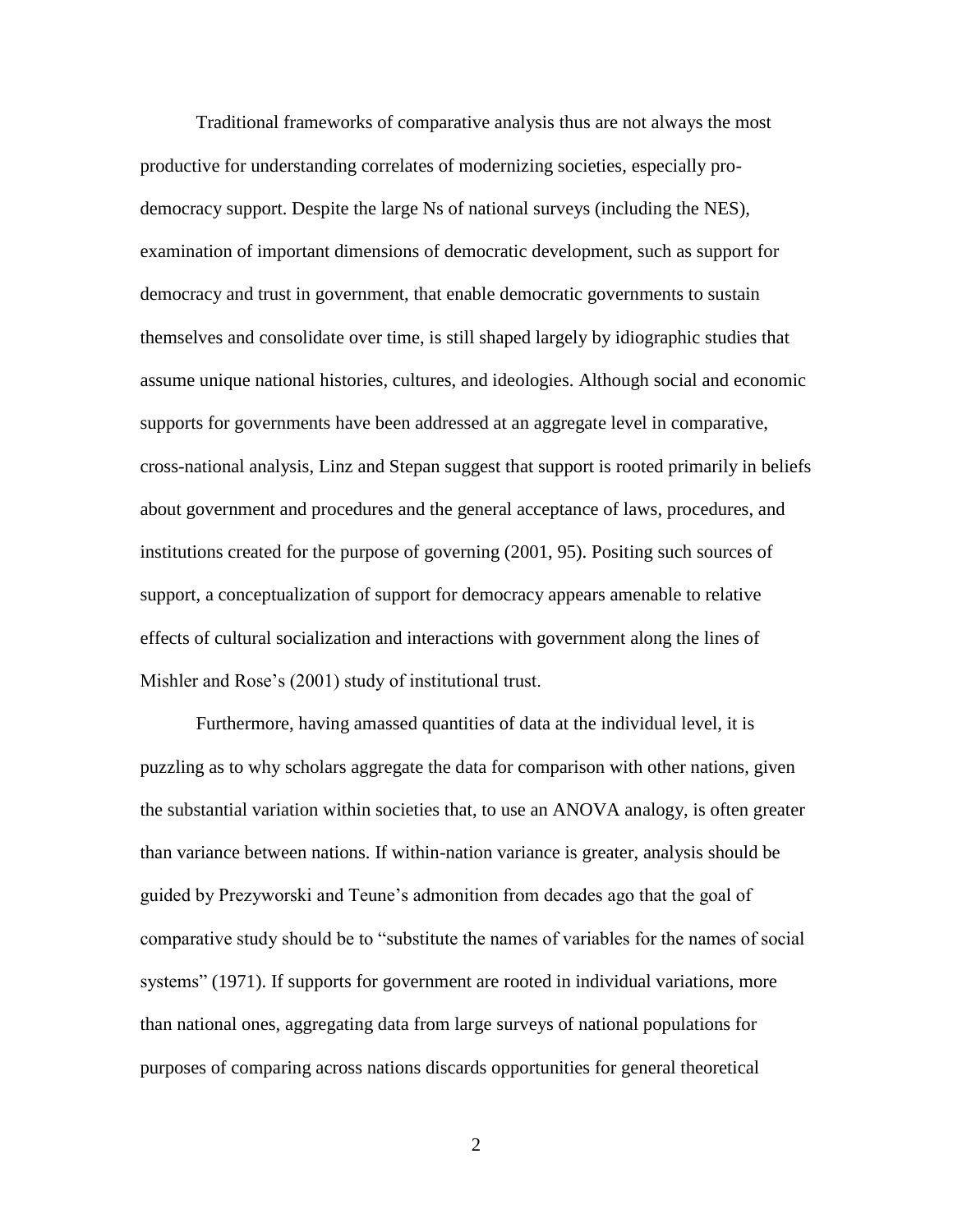Traditional frameworks of comparative analysis thus are not always the most productive for understanding correlates of modernizing societies, especially pro-democracy support. Despite the large Ns of national surveys (including the NES), examination of important dimensions of democratic development, such as support for democracy and trust in government, that enable democratic governments to sustain themselves and consolidate over time, is still shaped largely by idiographic studies that assume unique national histories, cultures, and ideologies. Although social and economic supports for governments have been addressed at an aggregate level in comparative, cross-national analysis, Linz and Stepan suggest that support is rooted primarily in beliefs about government and procedures and the general acceptance of laws, procedures, and institutions created for the purpose of governing (2001, 95). Positing such sources of support, a conceptualization of support for democracy appears amenable to relative effects of cultural socialization and interactions with government along the lines of Mishler and Rose's (2001) study of institutional trust.

Furthermore, having amassed quantities of data at the individual level, it is puzzling as to why scholars aggregate the data for comparison with other nations, given the substantial variation within societies that, to use an ANOVA analogy, is often greater than variance between nations. If within-nation variance is greater, analysis should be guided by Prezyworski and Teune's admonition from decades ago that the goal of comparative study should be to "substitute the names of variables for the names of social systems" (1971). If supports for government are rooted in individual variations, more than national ones, aggregating data from large surveys of national populations for purposes of comparing across nations discards opportunities for general theoretical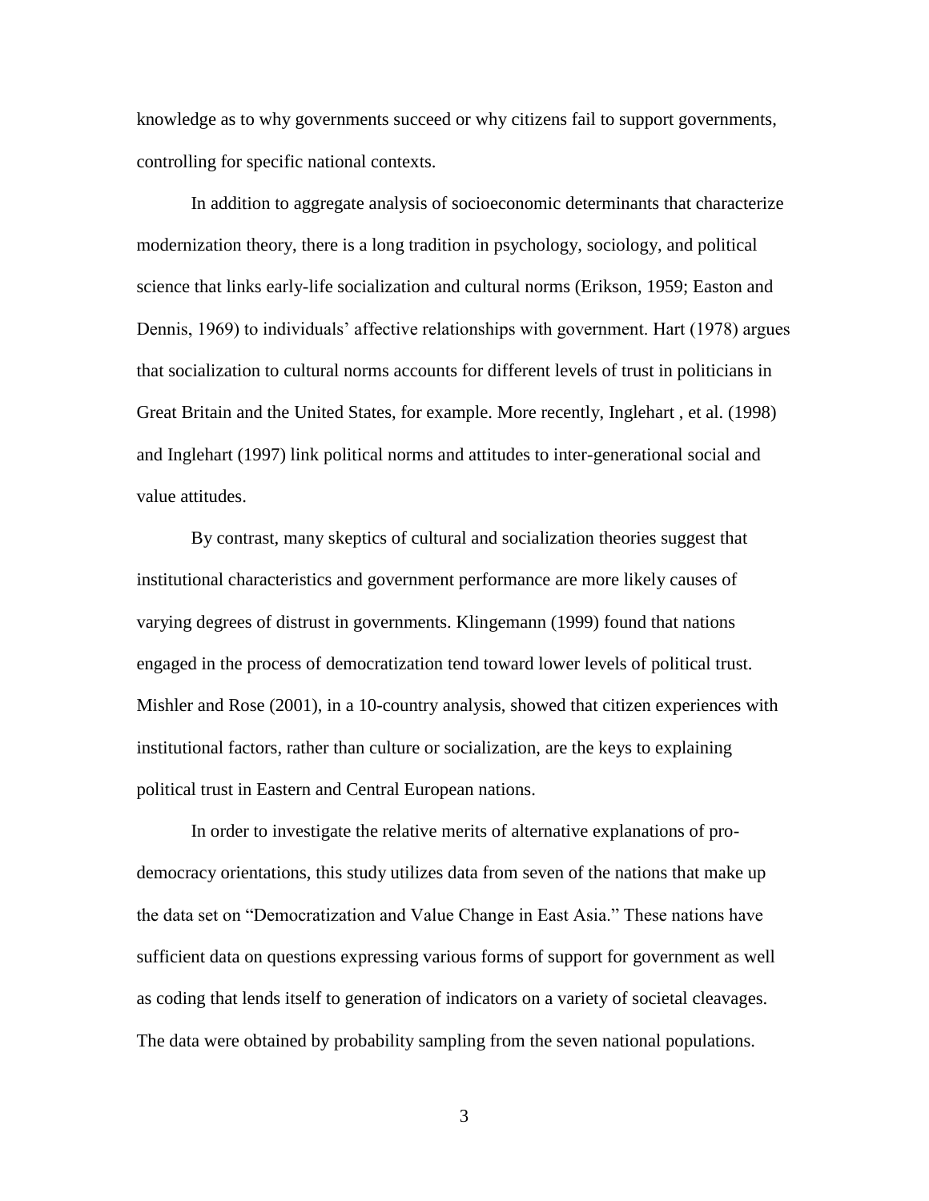knowledge as to why governments succeed or why citizens fail to support governments, controlling for specific national contexts.

In addition to aggregate analysis of socioeconomic determinants that characterize modernization theory, there is a long tradition in psychology, sociology, and political science that links early-life socialization and cultural norms (Erikson, 1959; Easton and Dennis, 1969) to individuals' affective relationships with government. Hart (1978) argues that socialization to cultural norms accounts for different levels of trust in politicians in Great Britain and the United States, for example. More recently, Inglehart , et al. (1998) and Inglehart (1997) link political norms and attitudes to inter-generational social and value attitudes.

By contrast, many skeptics of cultural and socialization theories suggest that institutional characteristics and government performance are more likely causes of varying degrees of distrust in governments. Klingemann (1999) found that nations engaged in the process of democratization tend toward lower levels of political trust. Mishler and Rose (2001), in a 10-country analysis, showed that citizen experiences with institutional factors, rather than culture or socialization, are the keys to explaining political trust in Eastern and Central European nations.

In order to investigate the relative merits of alternative explanations of pro-democracy orientations, this study utilizes data from seven of the nations that make up the data set on "Democratization and Value Change in East Asia." These nations have sufficient data on questions expressing various forms of support for government as well as coding that lends itself to generation of indicators on a variety of societal cleavages. The data were obtained by probability sampling from the seven national populations.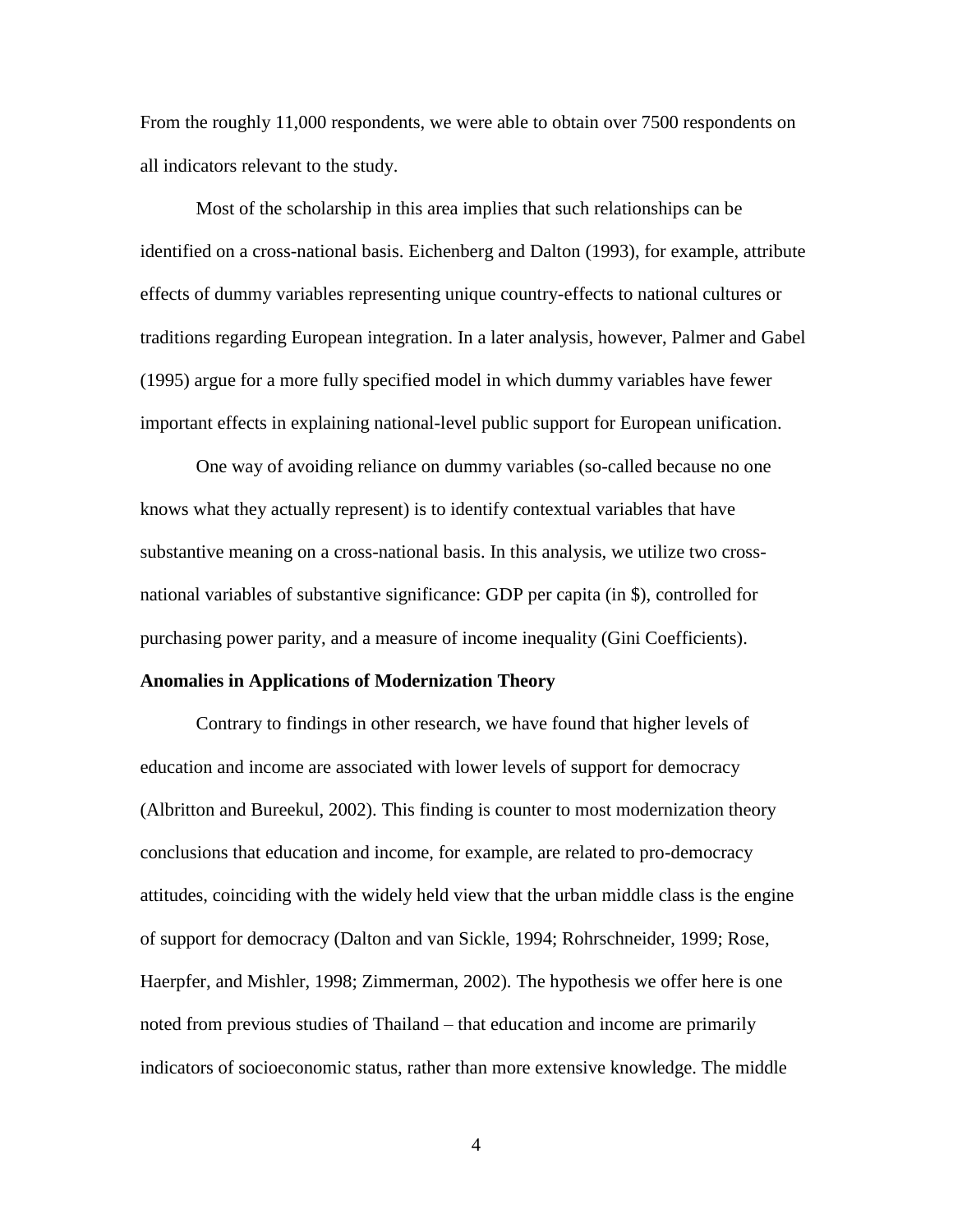From the roughly 11,000 respondents, we were able to obtain over 7500 respondents on all indicators relevant to the study.

Most of the scholarship in this area implies that such relationships can be identified on a cross-national basis. Eichenberg and Dalton (1993), for example, attribute effects of dummy variables representing unique country-effects to national cultures or traditions regarding European integration. In a later analysis, however, Palmer and Gabel (1995) argue for a more fully specified model in which dummy variables have fewer important effects in explaining national-level public support for European unification.

One way of avoiding reliance on dummy variables (so-called because no one knows what they actually represent) is to identify contextual variables that have substantive meaning on a cross-national basis. In this analysis, we utilize two cross-national variables of substantive significance: GDP per capita (in $), controlled for purchasing power parity, and a measure of income inequality (Gini Coefficients).

**Anomalies in Applications of Modernization Theory**

Contrary to findings in other research, we have found that higher levels of education and income are associated with lower levels of support for democracy (Albritton and Bureekul, 2002). This finding is counter to most modernization theory conclusions that education and income, for example, are related to pro-democracy attitudes, coinciding with the widely held view that the urban middle class is the engine of support for democracy (Dalton and van Sickle, 1994; Rohrschneider, 1999; Rose, Haerpfer, and Mishler, 1998; Zimmerman, 2002). The hypothesis we offer here is one noted from previous studies of Thailand – that education and income are primarily indicators of socioeconomic status, rather than more extensive knowledge. The middle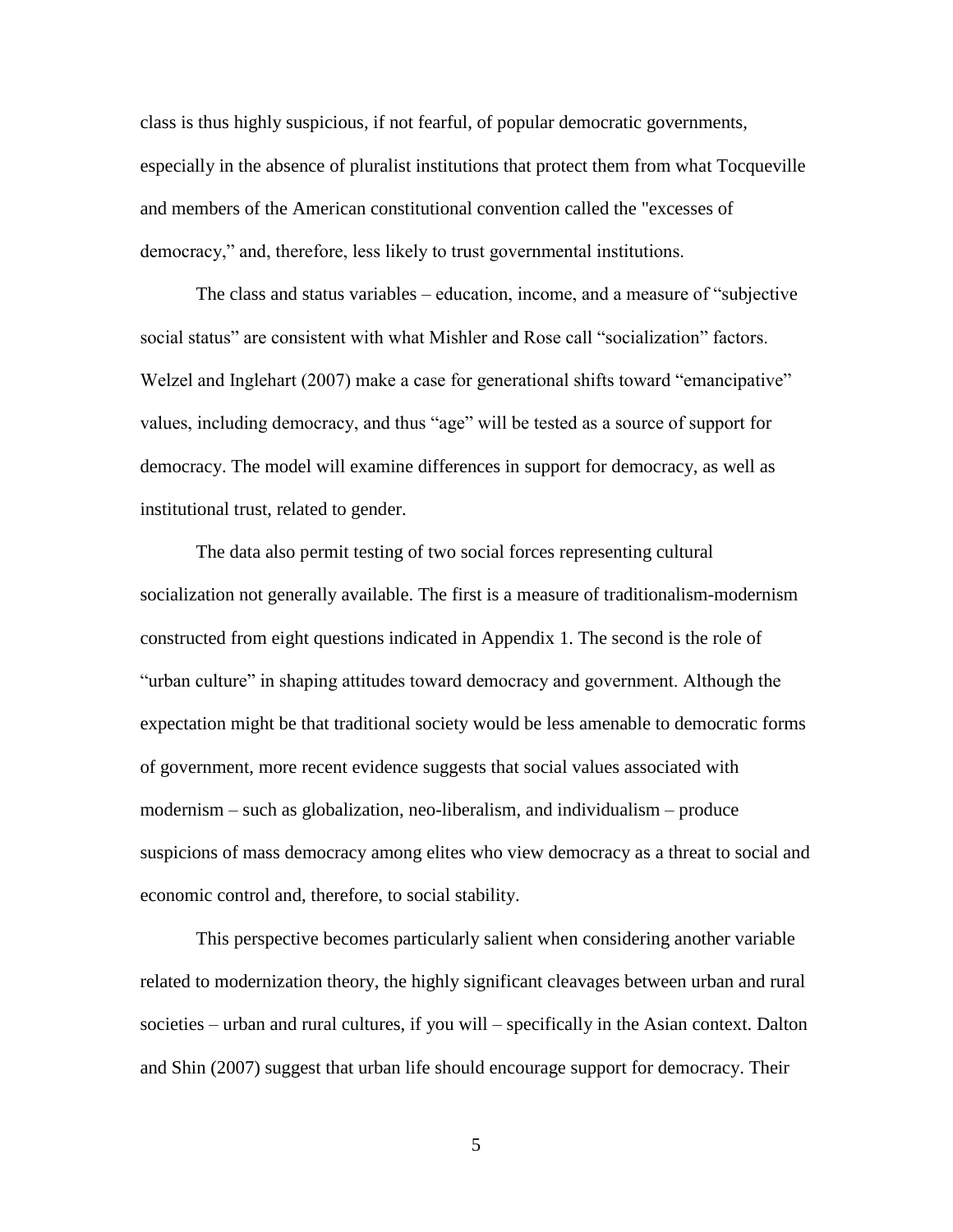class is thus highly suspicious, if not fearful, of popular democratic governments, especially in the absence of pluralist institutions that protect them from what Tocqueville and members of the American constitutional convention called the "excesses of democracy," and, therefore, less likely to trust governmental institutions.

The class and status variables – education, income, and a measure of "subjective social status" are consistent with what Mishler and Rose call "socialization" factors. Welzel and Inglehart (2007) make a case for generational shifts toward "emancipative" values, including democracy, and thus "age" will be tested as a source of support for democracy. The model will examine differences in support for democracy, as well as institutional trust, related to gender.

The data also permit testing of two social forces representing cultural socialization not generally available. The first is a measure of traditionalism-modernism constructed from eight questions indicated in Appendix 1. The second is the role of "urban culture" in shaping attitudes toward democracy and government. Although the expectation might be that traditional society would be less amenable to democratic forms of government, more recent evidence suggests that social values associated with modernism – such as globalization, neo-liberalism, and individualism – produce suspicions of mass democracy among elites who view democracy as a threat to social and economic control and, therefore, to social stability.

This perspective becomes particularly salient when considering another variable related to modernization theory, the highly significant cleavages between urban and rural societies – urban and rural cultures, if you will – specifically in the Asian context. Dalton and Shin (2007) suggest that urban life should encourage support for democracy. Their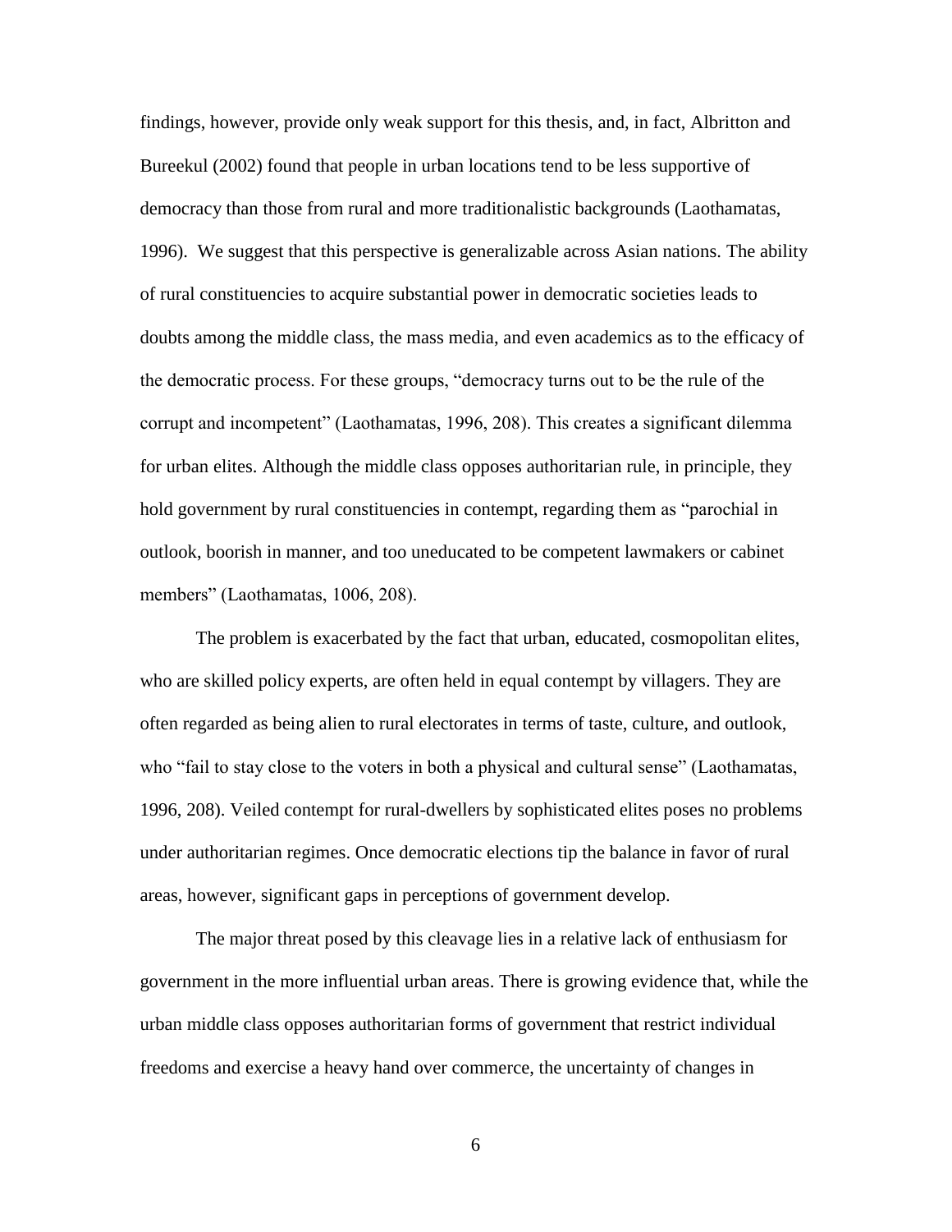findings, however, provide only weak support for this thesis, and, in fact, Albritton and Bureekul (2002) found that people in urban locations tend to be less supportive of democracy than those from rural and more traditionalistic backgrounds (Laothamatas, 1996). We suggest that this perspective is generalizable across Asian nations. The ability of rural constituencies to acquire substantial power in democratic societies leads to doubts among the middle class, the mass media, and even academics as to the efficacy of the democratic process. For these groups, "democracy turns out to be the rule of the corrupt and incompetent" (Laothamatas, 1996, 208). This creates a significant dilemma for urban elites. Although the middle class opposes authoritarian rule, in principle, they hold government by rural constituencies in contempt, regarding them as "parochial in outlook, boorish in manner, and too uneducated to be competent lawmakers or cabinet members" (Laothamatas, 1006, 208).

The problem is exacerbated by the fact that urban, educated, cosmopolitan elites, who are skilled policy experts, are often held in equal contempt by villagers. They are often regarded as being alien to rural electorates in terms of taste, culture, and outlook, who "fail to stay close to the voters in both a physical and cultural sense" (Laothamatas, 1996, 208). Veiled contempt for rural-dwellers by sophisticated elites poses no problems under authoritarian regimes. Once democratic elections tip the balance in favor of rural areas, however, significant gaps in perceptions of government develop.

The major threat posed by this cleavage lies in a relative lack of enthusiasm for government in the more influential urban areas. There is growing evidence that, while the urban middle class opposes authoritarian forms of government that restrict individual freedoms and exercise a heavy hand over commerce, the uncertainty of changes in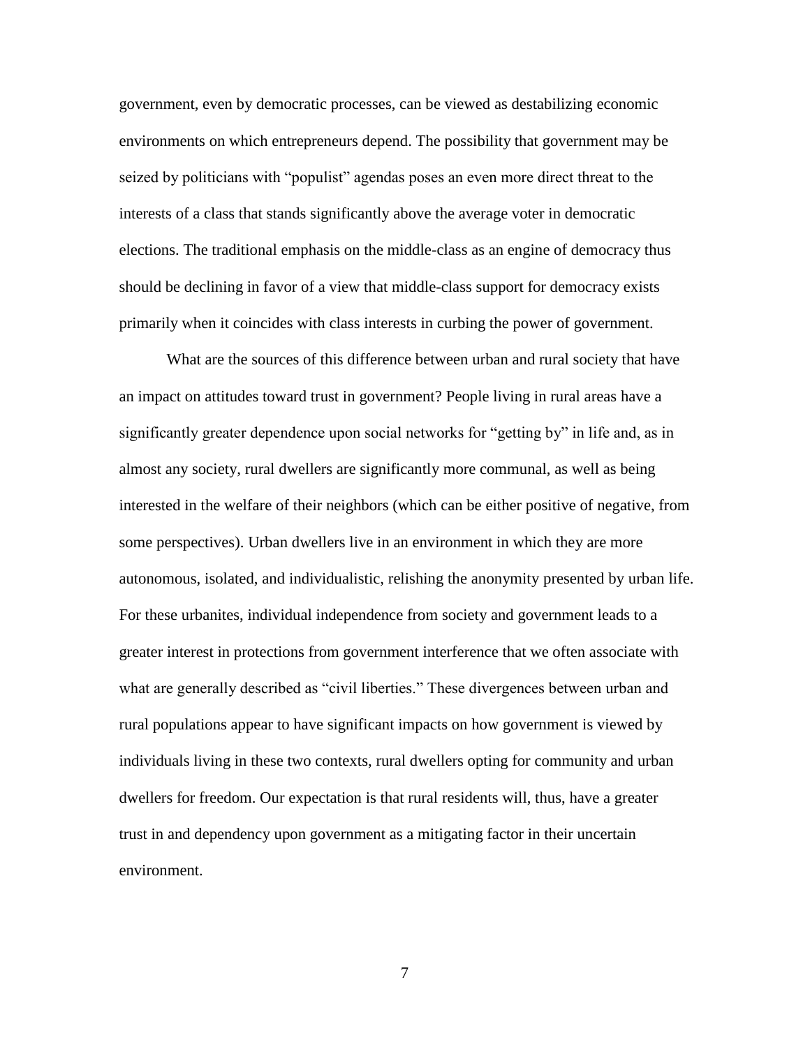government, even by democratic processes, can be viewed as destabilizing economic environments on which entrepreneurs depend. The possibility that government may be seized by politicians with "populist" agendas poses an even more direct threat to the interests of a class that stands significantly above the average voter in democratic elections. The traditional emphasis on the middle-class as an engine of democracy thus should be declining in favor of a view that middle-class support for democracy exists primarily when it coincides with class interests in curbing the power of government.

What are the sources of this difference between urban and rural society that have an impact on attitudes toward trust in government? People living in rural areas have a significantly greater dependence upon social networks for "getting by" in life and, as in almost any society, rural dwellers are significantly more communal, as well as being interested in the welfare of their neighbors (which can be either positive of negative, from some perspectives). Urban dwellers live in an environment in which they are more autonomous, isolated, and individualistic, relishing the anonymity presented by urban life. For these urbanites, individual independence from society and government leads to a greater interest in protections from government interference that we often associate with what are generally described as "civil liberties." These divergences between urban and rural populations appear to have significant impacts on how government is viewed by individuals living in these two contexts, rural dwellers opting for community and urban dwellers for freedom. Our expectation is that rural residents will, thus, have a greater trust in and dependency upon government as a mitigating factor in their uncertain environment.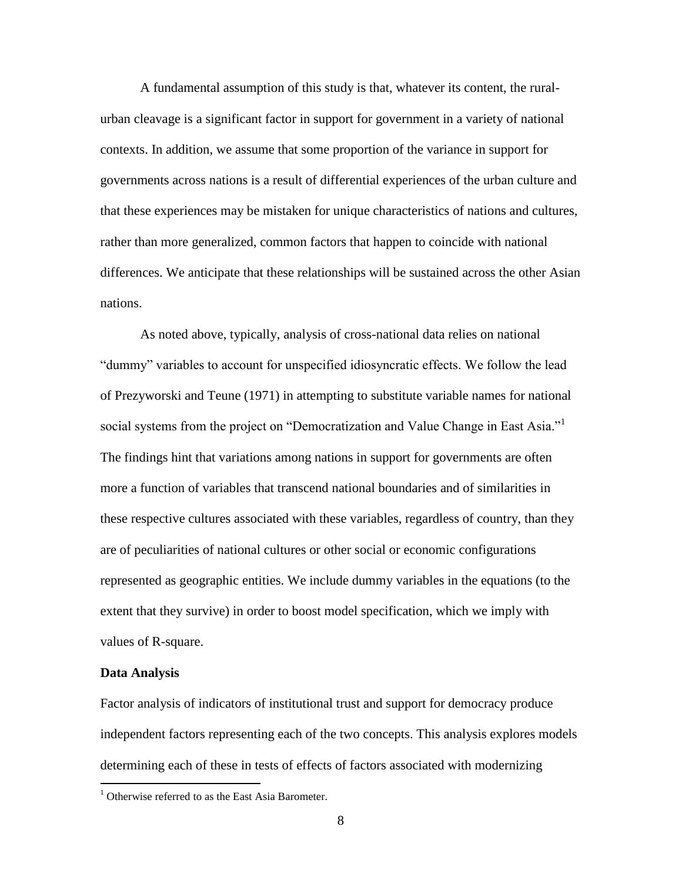A fundamental assumption of this study is that, whatever its content, the rural-urban cleavage is a significant factor in support for government in a variety of national contexts. In addition, we assume that some proportion of the variance in support for governments across nations is a result of differential experiences of the urban culture and that these experiences may be mistaken for unique characteristics of nations and cultures, rather than more generalized, common factors that happen to coincide with national differences. We anticipate that these relationships will be sustained across the other Asian nations.

As noted above, typically, analysis of cross-national data relies on national "dummy" variables to account for unspecified idiosyncratic effects. We follow the lead of Prezyworski and Teune (1971) in attempting to substitute variable names for national social systems from the project on "Democratization and Value Change in East Asia."[1] The findings hint that variations among nations in support for governments are often more a function of variables that transcend national boundaries and of similarities in these respective cultures associated with these variables, regardless of country, than they are of peculiarities of national cultures or other social or economic configurations represented as geographic entities. We include dummy variables in the equations (to the extent that they survive) in order to boost model specification, which we imply with values of R-square.

**Data Analysis**

Factor analysis of indicators of institutional trust and support for democracy produce independent factors representing each of the two concepts. This analysis explores models determining each of these in tests of effects of factors associated with modernizing

[1] Otherwise referred to as the East Asia Barometer.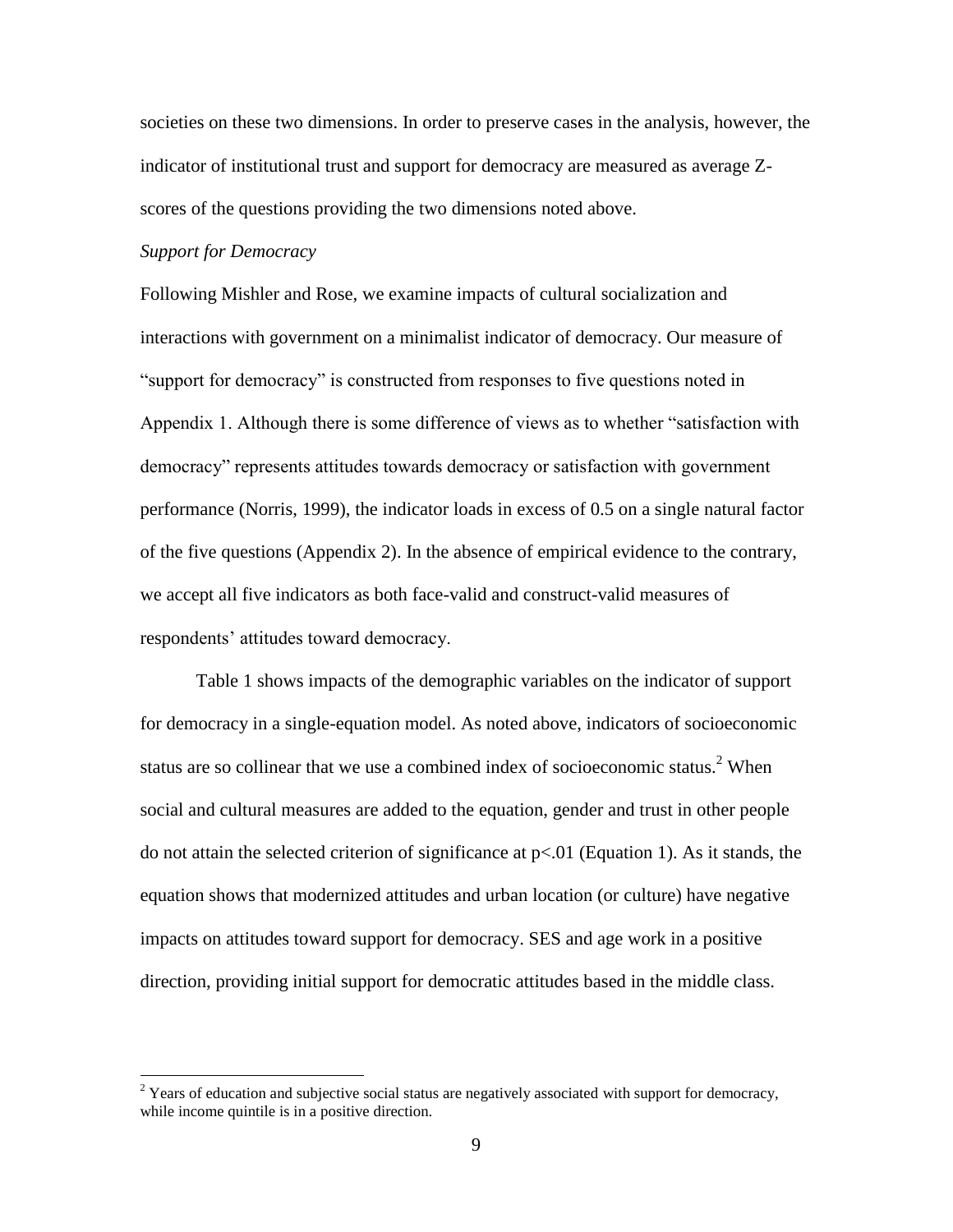societies on these two dimensions. In order to preserve cases in the analysis, however, the indicator of institutional trust and support for democracy are measured as average Z-scores of the questions providing the two dimensions noted above.

*Support for Democracy*

Following Mishler and Rose, we examine impacts of cultural socialization and interactions with government on a minimalist indicator of democracy. Our measure of "support for democracy" is constructed from responses to five questions noted in Appendix 1. Although there is some difference of views as to whether "satisfaction with democracy" represents attitudes towards democracy or satisfaction with government performance (Norris, 1999), the indicator loads in excess of 0.5 on a single natural factor of the five questions (Appendix 2). In the absence of empirical evidence to the contrary, we accept all five indicators as both face-valid and construct-valid measures of respondents' attitudes toward democracy.

Table 1 shows impacts of the demographic variables on the indicator of support for democracy in a single-equation model. As noted above, indicators of socioeconomic status are so collinear that we use a combined index of socioeconomic status.[2] When social and cultural measures are added to the equation, gender and trust in other people do not attain the selected criterion of significance at $p<.01$ (Equation 1). As it stands, the equation shows that modernized attitudes and urban location (or culture) have negative impacts on attitudes toward support for democracy. SES and age work in a positive direction, providing initial support for democratic attitudes based in the middle class.

[2] Years of education and subjective social status are negatively associated with support for democracy, while income quintile is in a positive direction.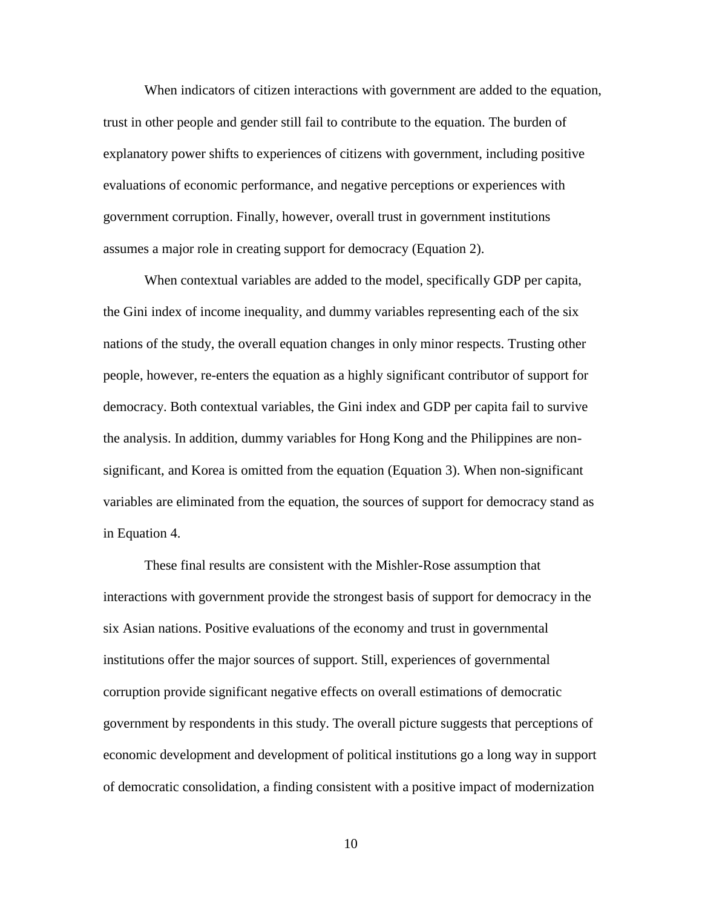When indicators of citizen interactions with government are added to the equation, trust in other people and gender still fail to contribute to the equation. The burden of explanatory power shifts to experiences of citizens with government, including positive evaluations of economic performance, and negative perceptions or experiences with government corruption. Finally, however, overall trust in government institutions assumes a major role in creating support for democracy (Equation 2).

When contextual variables are added to the model, specifically GDP per capita, the Gini index of income inequality, and dummy variables representing each of the six nations of the study, the overall equation changes in only minor respects. Trusting other people, however, re-enters the equation as a highly significant contributor of support for democracy. Both contextual variables, the Gini index and GDP per capita fail to survive the analysis. In addition, dummy variables for Hong Kong and the Philippines are non-significant, and Korea is omitted from the equation (Equation 3). When non-significant variables are eliminated from the equation, the sources of support for democracy stand as in Equation 4.

These final results are consistent with the Mishler-Rose assumption that interactions with government provide the strongest basis of support for democracy in the six Asian nations. Positive evaluations of the economy and trust in governmental institutions offer the major sources of support. Still, experiences of governmental corruption provide significant negative effects on overall estimations of democratic government by respondents in this study. The overall picture suggests that perceptions of economic development and development of political institutions go a long way in support of democratic consolidation, a finding consistent with a positive impact of modernization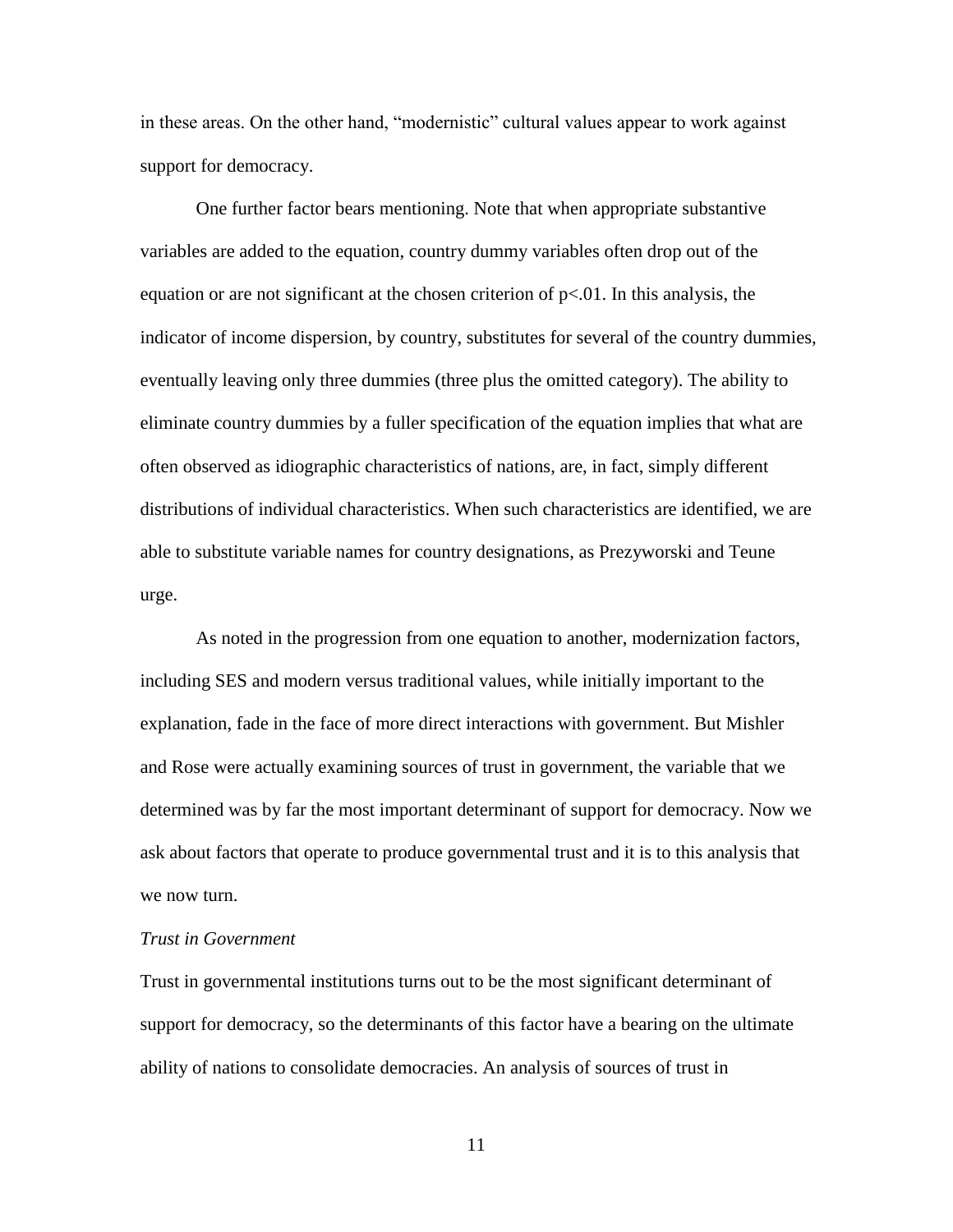in these areas. On the other hand, "modernistic" cultural values appear to work against support for democracy.

One further factor bears mentioning. Note that when appropriate substantive variables are added to the equation, country dummy variables often drop out of the equation or are not significant at the chosen criterion of $p<.01$. In this analysis, the indicator of income dispersion, by country, substitutes for several of the country dummies, eventually leaving only three dummies (three plus the omitted category). The ability to eliminate country dummies by a fuller specification of the equation implies that what are often observed as idiographic characteristics of nations, are, in fact, simply different distributions of individual characteristics. When such characteristics are identified, we are able to substitute variable names for country designations, as Prezyworski and Teune urge.

As noted in the progression from one equation to another, modernization factors, including SES and modern versus traditional values, while initially important to the explanation, fade in the face of more direct interactions with government. But Mishler and Rose were actually examining sources of trust in government, the variable that we determined was by far the most important determinant of support for democracy. Now we ask about factors that operate to produce governmental trust and it is to this analysis that we now turn.

*Trust in Government*

Trust in governmental institutions turns out to be the most significant determinant of support for democracy, so the determinants of this factor have a bearing on the ultimate ability of nations to consolidate democracies. An analysis of sources of trust in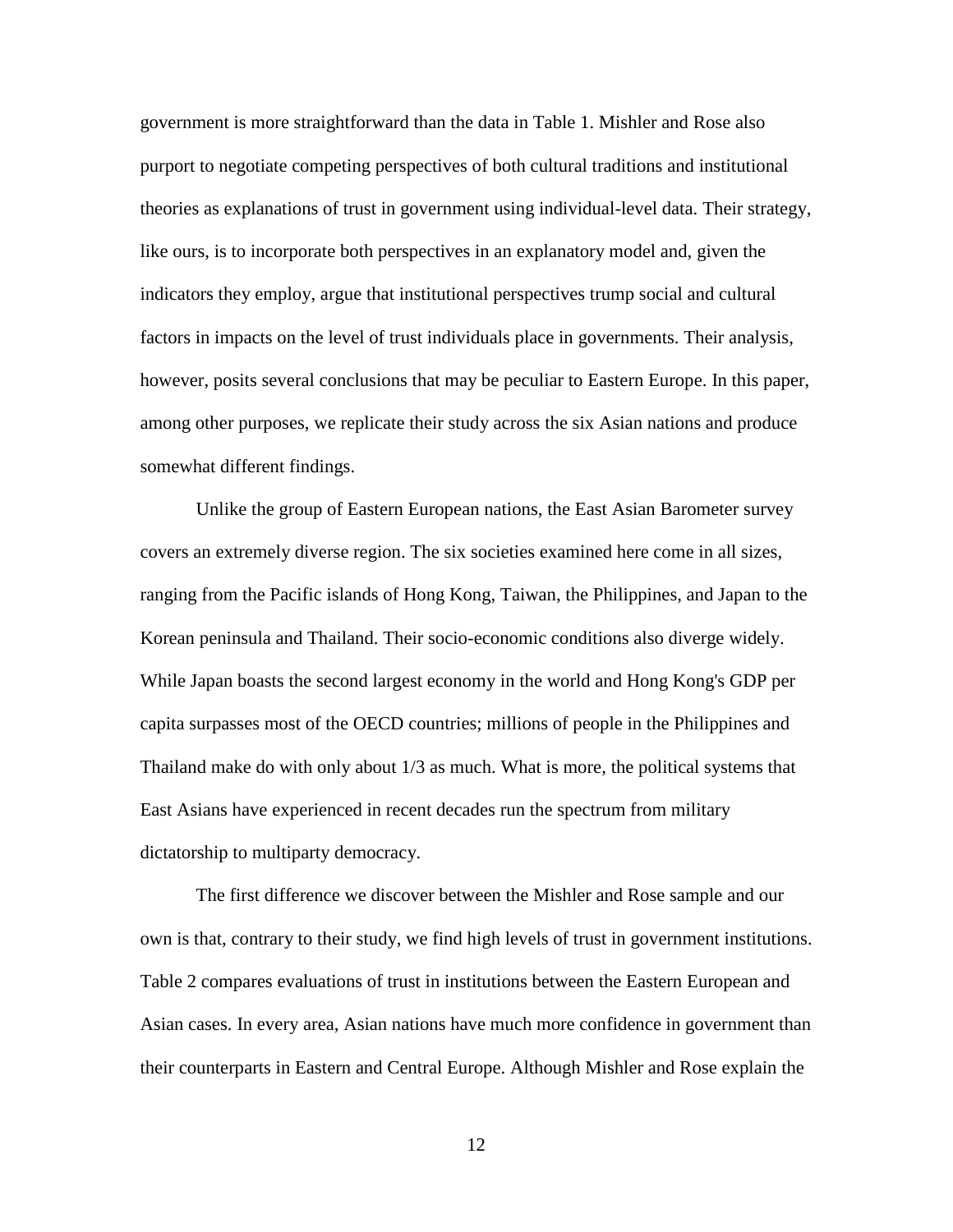government is more straightforward than the data in Table 1. Mishler and Rose also purport to negotiate competing perspectives of both cultural traditions and institutional theories as explanations of trust in government using individual-level data. Their strategy, like ours, is to incorporate both perspectives in an explanatory model and, given the indicators they employ, argue that institutional perspectives trump social and cultural factors in impacts on the level of trust individuals place in governments. Their analysis, however, posits several conclusions that may be peculiar to Eastern Europe. In this paper, among other purposes, we replicate their study across the six Asian nations and produce somewhat different findings.

Unlike the group of Eastern European nations, the East Asian Barometer survey covers an extremely diverse region. The six societies examined here come in all sizes, ranging from the Pacific islands of Hong Kong, Taiwan, the Philippines, and Japan to the Korean peninsula and Thailand. Their socio-economic conditions also diverge widely. While Japan boasts the second largest economy in the world and Hong Kong's GDP per capita surpasses most of the OECD countries; millions of people in the Philippines and Thailand make do with only about 1/3 as much. What is more, the political systems that East Asians have experienced in recent decades run the spectrum from military dictatorship to multiparty democracy.

The first difference we discover between the Mishler and Rose sample and our own is that, contrary to their study, we find high levels of trust in government institutions. Table 2 compares evaluations of trust in institutions between the Eastern European and Asian cases. In every area, Asian nations have much more confidence in government than their counterparts in Eastern and Central Europe. Although Mishler and Rose explain the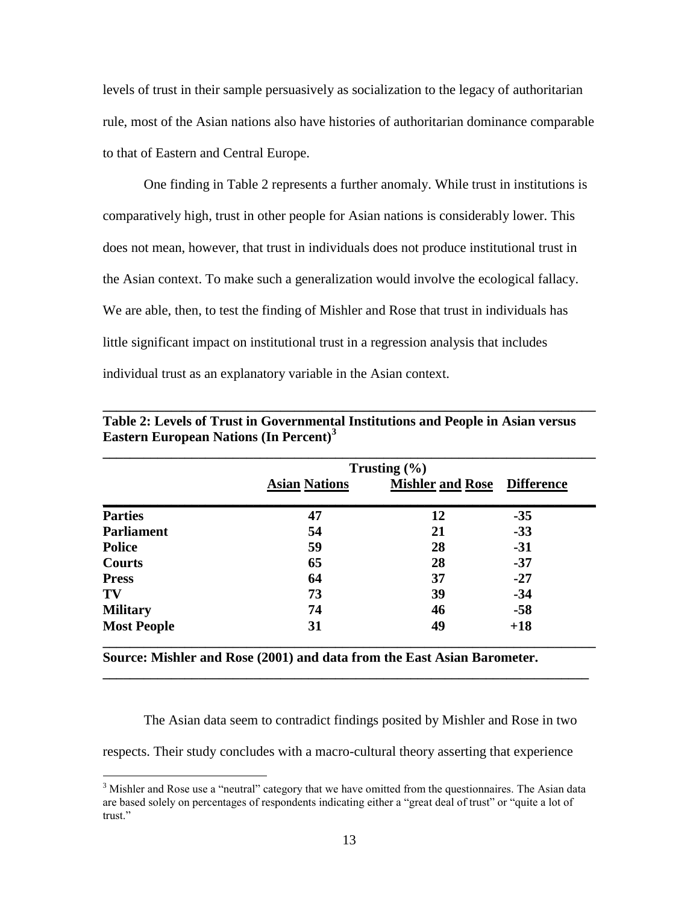levels of trust in their sample persuasively as socialization to the legacy of authoritarian rule, most of the Asian nations also have histories of authoritarian dominance comparable to that of Eastern and Central Europe.

One finding in Table 2 represents a further anomaly. While trust in institutions is comparatively high, trust in other people for Asian nations is considerably lower. This does not mean, however, that trust in individuals does not produce institutional trust in the Asian context. To make such a generalization would involve the ecological fallacy. We are able, then, to test the finding of Mishler and Rose that trust in individuals has little significant impact on institutional trust in a regression analysis that includes individual trust as an explanatory variable in the Asian context.

**Table 2: Levels of Trust in Governmental Institutions and People in Asian versus Eastern European Nations (In Percent)[3]**

| | Trusting (%) | | |
|---|---|---|---|
| | **Asian Nations** | **Mishler and Rose** | **Difference** |
| **Parties** | **47** | **12** | **-35** |
| **Parliament** | **54** | **21** | **-33** |
| **Police** | **59** | **28** | **-31** |
| **Courts** | **65** | **28** | **-37** |
| **Press** | **64** | **37** | **-27** |
| **TV** | **73** | **39** | **-34** |
| **Military** | **74** | **46** | **-58** |
| **Most People** | **31** | **49** | **+18** |

**Source: Mishler and Rose (2001) and data from the East Asian Barometer.**

The Asian data seem to contradict findings posited by Mishler and Rose in two respects. Their study concludes with a macro-cultural theory asserting that experience

[3] Mishler and Rose use a "neutral" category that we have omitted from the questionnaires. The Asian data are based solely on percentages of respondents indicating either a "great deal of trust" or "quite a lot of trust."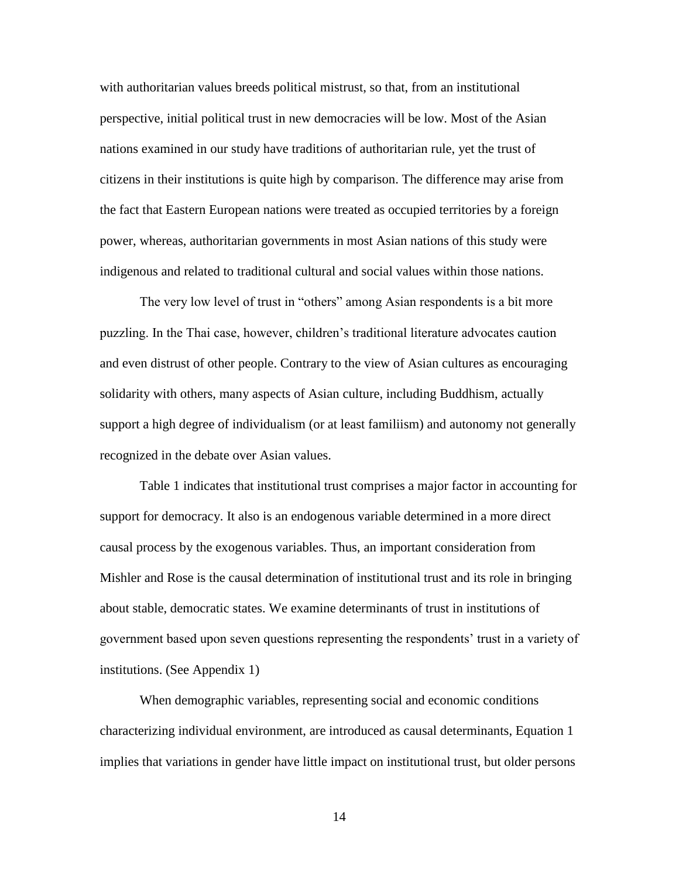with authoritarian values breeds political mistrust, so that, from an institutional perspective, initial political trust in new democracies will be low. Most of the Asian nations examined in our study have traditions of authoritarian rule, yet the trust of citizens in their institutions is quite high by comparison. The difference may arise from the fact that Eastern European nations were treated as occupied territories by a foreign power, whereas, authoritarian governments in most Asian nations of this study were indigenous and related to traditional cultural and social values within those nations.

The very low level of trust in "others" among Asian respondents is a bit more puzzling. In the Thai case, however, children's traditional literature advocates caution and even distrust of other people. Contrary to the view of Asian cultures as encouraging solidarity with others, many aspects of Asian culture, including Buddhism, actually support a high degree of individualism (or at least familiism) and autonomy not generally recognized in the debate over Asian values.

Table 1 indicates that institutional trust comprises a major factor in accounting for support for democracy. It also is an endogenous variable determined in a more direct causal process by the exogenous variables. Thus, an important consideration from Mishler and Rose is the causal determination of institutional trust and its role in bringing about stable, democratic states. We examine determinants of trust in institutions of government based upon seven questions representing the respondents' trust in a variety of institutions. (See Appendix 1)

When demographic variables, representing social and economic conditions characterizing individual environment, are introduced as causal determinants, Equation 1 implies that variations in gender have little impact on institutional trust, but older persons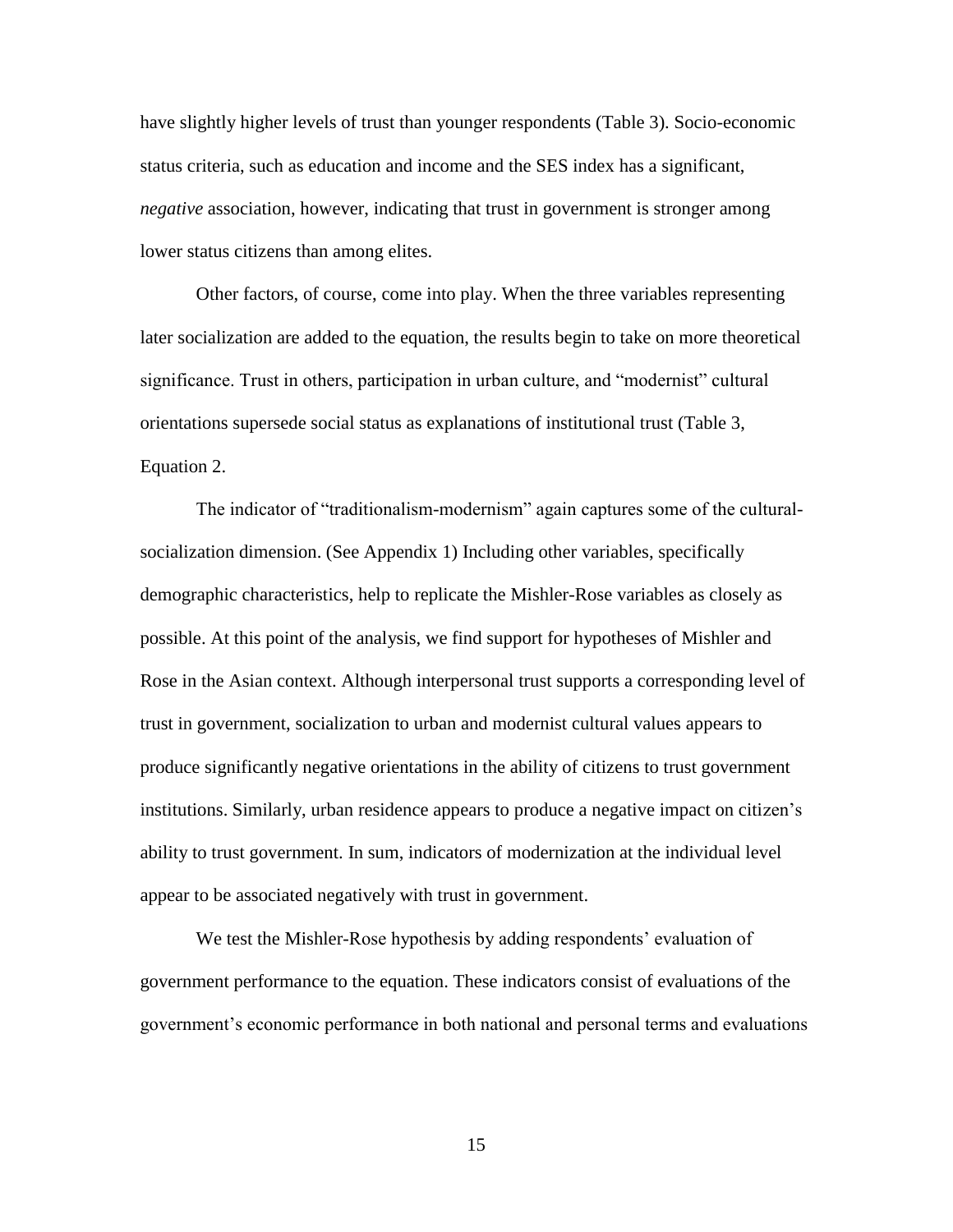have slightly higher levels of trust than younger respondents (Table 3). Socio-economic status criteria, such as education and income and the SES index has a significant, *negative* association, however, indicating that trust in government is stronger among lower status citizens than among elites.

Other factors, of course, come into play. When the three variables representing later socialization are added to the equation, the results begin to take on more theoretical significance. Trust in others, participation in urban culture, and "modernist" cultural orientations supersede social status as explanations of institutional trust (Table 3, Equation 2.

The indicator of "traditionalism-modernism" again captures some of the cultural-socialization dimension. (See Appendix 1) Including other variables, specifically demographic characteristics, help to replicate the Mishler-Rose variables as closely as possible. At this point of the analysis, we find support for hypotheses of Mishler and Rose in the Asian context. Although interpersonal trust supports a corresponding level of trust in government, socialization to urban and modernist cultural values appears to produce significantly negative orientations in the ability of citizens to trust government institutions. Similarly, urban residence appears to produce a negative impact on citizen's ability to trust government. In sum, indicators of modernization at the individual level appear to be associated negatively with trust in government.

We test the Mishler-Rose hypothesis by adding respondents' evaluation of government performance to the equation. These indicators consist of evaluations of the government's economic performance in both national and personal terms and evaluations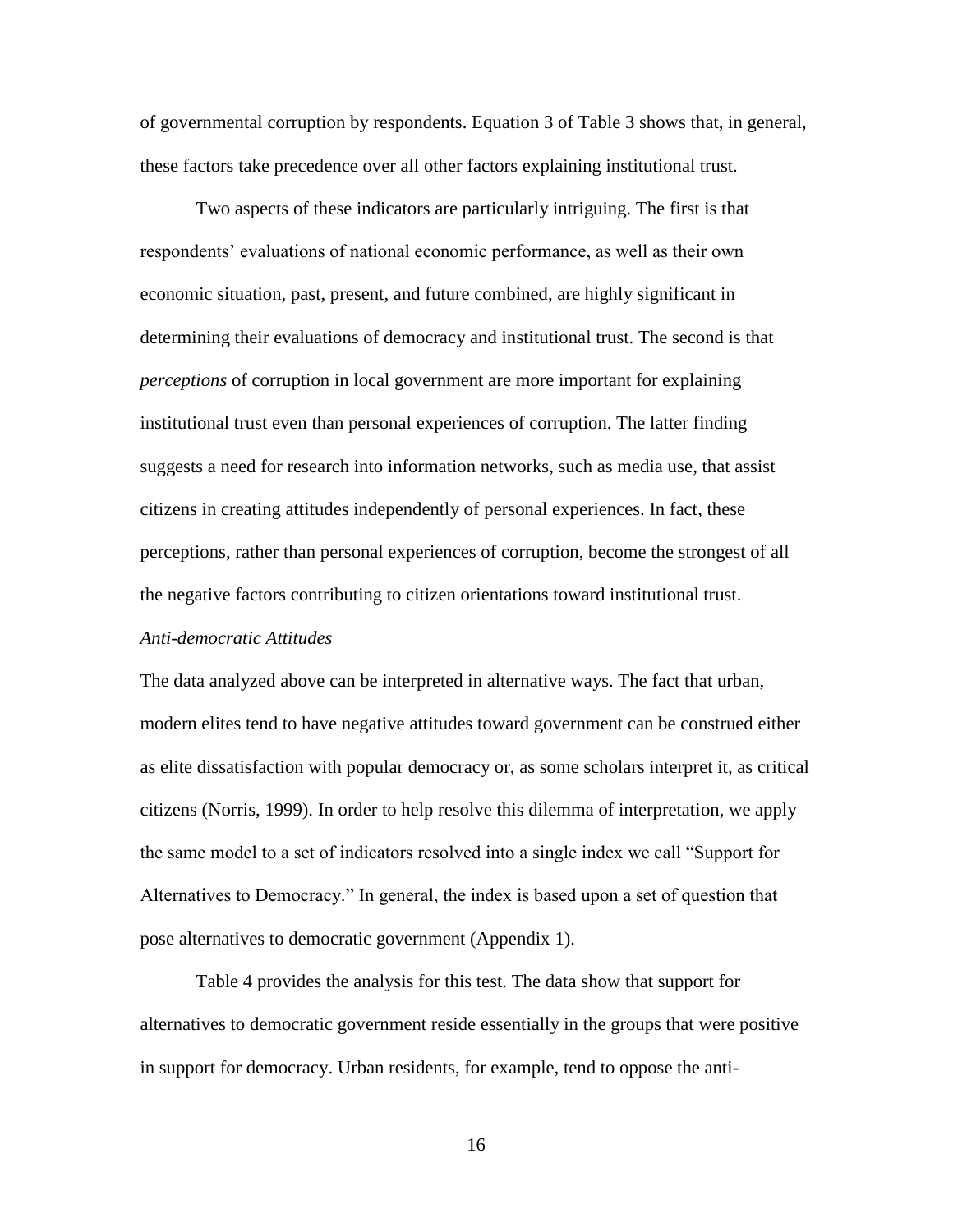of governmental corruption by respondents. Equation 3 of Table 3 shows that, in general, these factors take precedence over all other factors explaining institutional trust.

Two aspects of these indicators are particularly intriguing. The first is that respondents' evaluations of national economic performance, as well as their own economic situation, past, present, and future combined, are highly significant in determining their evaluations of democracy and institutional trust. The second is that *perceptions* of corruption in local government are more important for explaining institutional trust even than personal experiences of corruption. The latter finding suggests a need for research into information networks, such as media use, that assist citizens in creating attitudes independently of personal experiences. In fact, these perceptions, rather than personal experiences of corruption, become the strongest of all the negative factors contributing to citizen orientations toward institutional trust.

*Anti-democratic Attitudes*

The data analyzed above can be interpreted in alternative ways. The fact that urban, modern elites tend to have negative attitudes toward government can be construed either as elite dissatisfaction with popular democracy or, as some scholars interpret it, as critical citizens (Norris, 1999). In order to help resolve this dilemma of interpretation, we apply the same model to a set of indicators resolved into a single index we call "Support for Alternatives to Democracy." In general, the index is based upon a set of question that pose alternatives to democratic government (Appendix 1).

Table 4 provides the analysis for this test. The data show that support for alternatives to democratic government reside essentially in the groups that were positive in support for democracy. Urban residents, for example, tend to oppose the anti-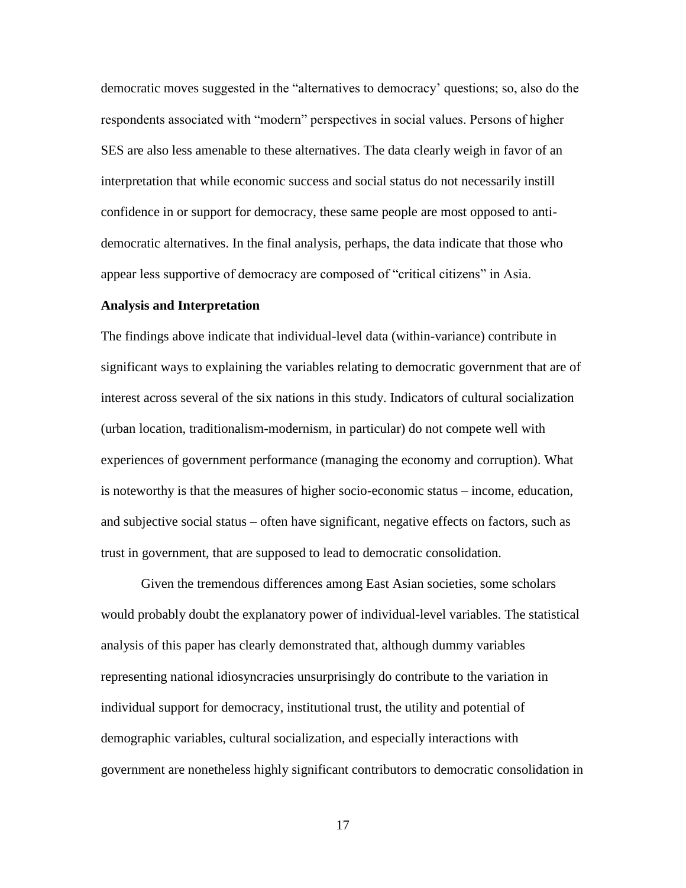democratic moves suggested in the "alternatives to democracy' questions; so, also do the respondents associated with "modern" perspectives in social values. Persons of higher SES are also less amenable to these alternatives. The data clearly weigh in favor of an interpretation that while economic success and social status do not necessarily instill confidence in or support for democracy, these same people are most opposed to anti-democratic alternatives. In the final analysis, perhaps, the data indicate that those who appear less supportive of democracy are composed of "critical citizens" in Asia.

**Analysis and Interpretation**

The findings above indicate that individual-level data (within-variance) contribute in significant ways to explaining the variables relating to democratic government that are of interest across several of the six nations in this study. Indicators of cultural socialization (urban location, traditionalism-modernism, in particular) do not compete well with experiences of government performance (managing the economy and corruption). What is noteworthy is that the measures of higher socio-economic status – income, education, and subjective social status – often have significant, negative effects on factors, such as trust in government, that are supposed to lead to democratic consolidation.

Given the tremendous differences among East Asian societies, some scholars would probably doubt the explanatory power of individual-level variables. The statistical analysis of this paper has clearly demonstrated that, although dummy variables representing national idiosyncracies unsurprisingly do contribute to the variation in individual support for democracy, institutional trust, the utility and potential of demographic variables, cultural socialization, and especially interactions with government are nonetheless highly significant contributors to democratic consolidation in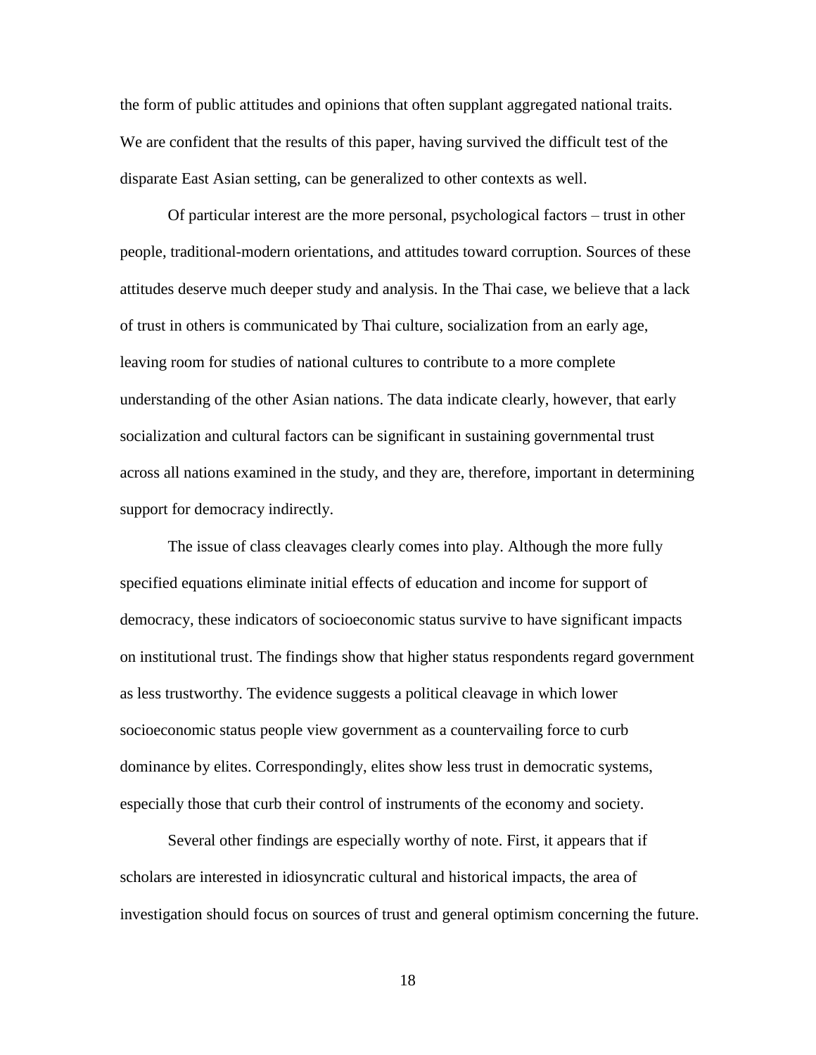the form of public attitudes and opinions that often supplant aggregated national traits. We are confident that the results of this paper, having survived the difficult test of the disparate East Asian setting, can be generalized to other contexts as well.

Of particular interest are the more personal, psychological factors – trust in other people, traditional-modern orientations, and attitudes toward corruption. Sources of these attitudes deserve much deeper study and analysis. In the Thai case, we believe that a lack of trust in others is communicated by Thai culture, socialization from an early age, leaving room for studies of national cultures to contribute to a more complete understanding of the other Asian nations. The data indicate clearly, however, that early socialization and cultural factors can be significant in sustaining governmental trust across all nations examined in the study, and they are, therefore, important in determining support for democracy indirectly.

The issue of class cleavages clearly comes into play. Although the more fully specified equations eliminate initial effects of education and income for support of democracy, these indicators of socioeconomic status survive to have significant impacts on institutional trust. The findings show that higher status respondents regard government as less trustworthy. The evidence suggests a political cleavage in which lower socioeconomic status people view government as a countervailing force to curb dominance by elites. Correspondingly, elites show less trust in democratic systems, especially those that curb their control of instruments of the economy and society.

Several other findings are especially worthy of note. First, it appears that if scholars are interested in idiosyncratic cultural and historical impacts, the area of investigation should focus on sources of trust and general optimism concerning the future.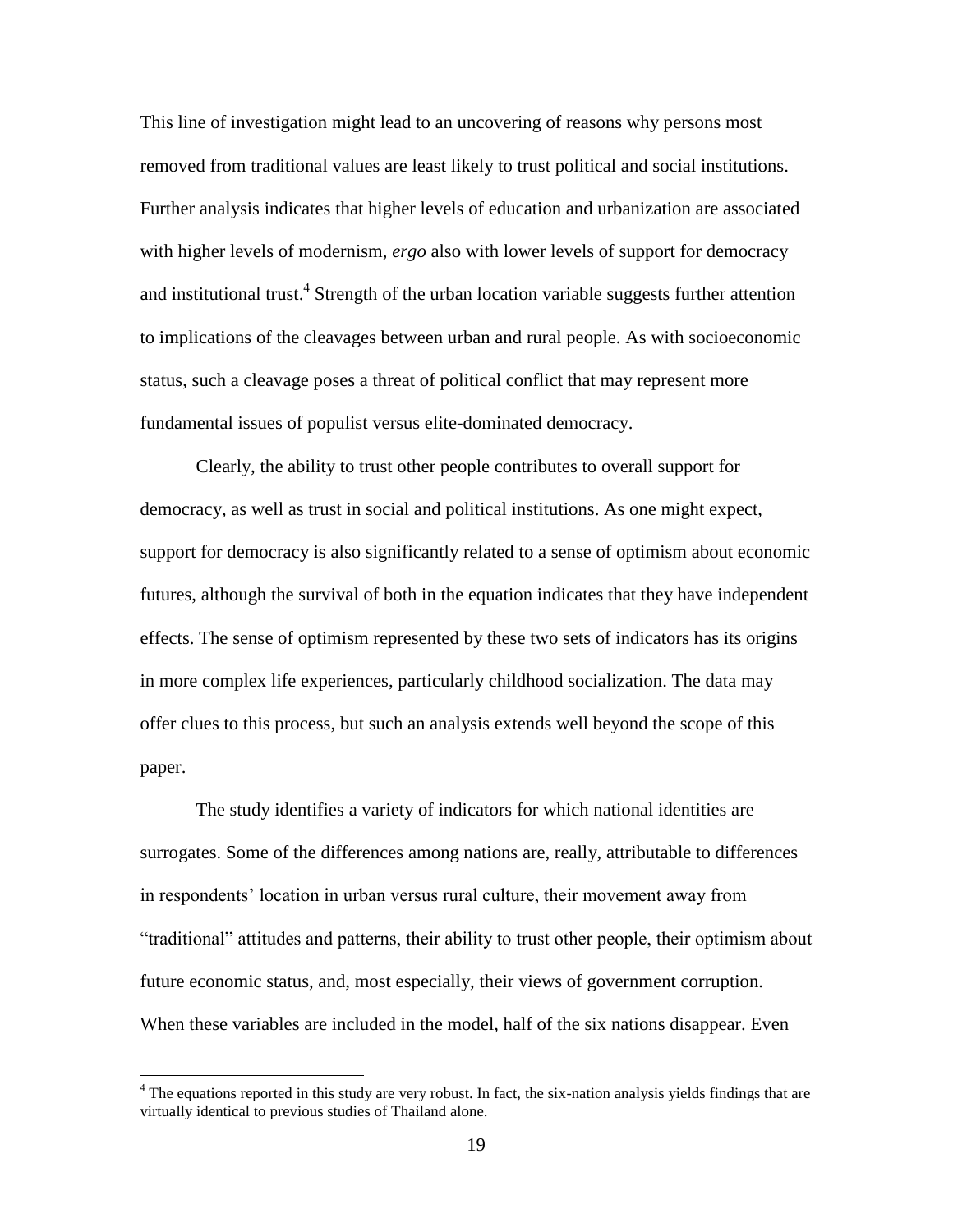This line of investigation might lead to an uncovering of reasons why persons most removed from traditional values are least likely to trust political and social institutions. Further analysis indicates that higher levels of education and urbanization are associated with higher levels of modernism, *ergo* also with lower levels of support for democracy and institutional trust.[4] Strength of the urban location variable suggests further attention to implications of the cleavages between urban and rural people. As with socioeconomic status, such a cleavage poses a threat of political conflict that may represent more fundamental issues of populist versus elite-dominated democracy.

Clearly, the ability to trust other people contributes to overall support for democracy, as well as trust in social and political institutions. As one might expect, support for democracy is also significantly related to a sense of optimism about economic futures, although the survival of both in the equation indicates that they have independent effects. The sense of optimism represented by these two sets of indicators has its origins in more complex life experiences, particularly childhood socialization. The data may offer clues to this process, but such an analysis extends well beyond the scope of this paper.

The study identifies a variety of indicators for which national identities are surrogates. Some of the differences among nations are, really, attributable to differences in respondents' location in urban versus rural culture, their movement away from "traditional" attitudes and patterns, their ability to trust other people, their optimism about future economic status, and, most especially, their views of government corruption. When these variables are included in the model, half of the six nations disappear. Even

---

[4] The equations reported in this study are very robust. In fact, the six-nation analysis yields findings that are virtually identical to previous studies of Thailand alone.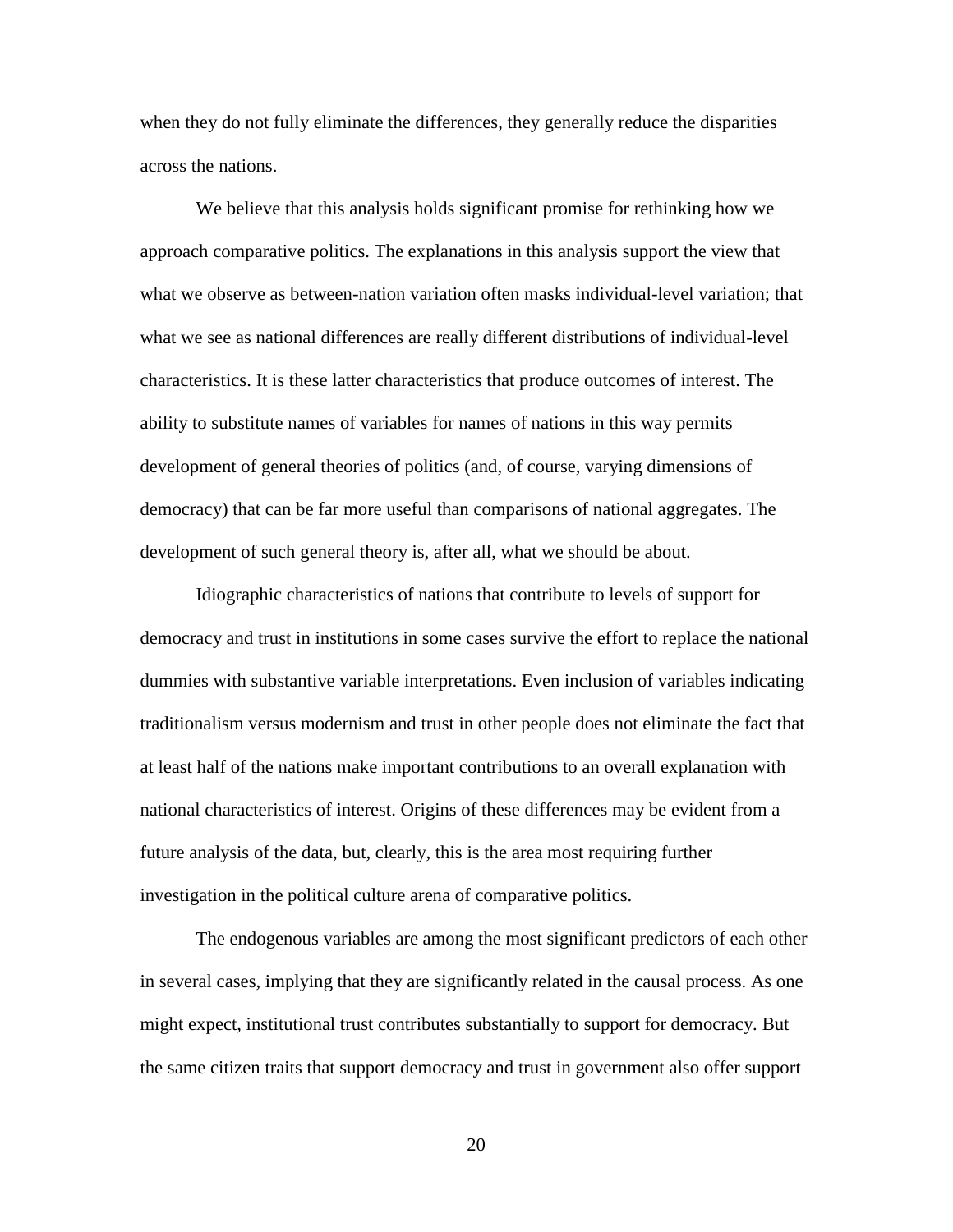when they do not fully eliminate the differences, they generally reduce the disparities across the nations.

We believe that this analysis holds significant promise for rethinking how we approach comparative politics. The explanations in this analysis support the view that what we observe as between-nation variation often masks individual-level variation; that what we see as national differences are really different distributions of individual-level characteristics. It is these latter characteristics that produce outcomes of interest. The ability to substitute names of variables for names of nations in this way permits development of general theories of politics (and, of course, varying dimensions of democracy) that can be far more useful than comparisons of national aggregates. The development of such general theory is, after all, what we should be about.

Idiographic characteristics of nations that contribute to levels of support for democracy and trust in institutions in some cases survive the effort to replace the national dummies with substantive variable interpretations. Even inclusion of variables indicating traditionalism versus modernism and trust in other people does not eliminate the fact that at least half of the nations make important contributions to an overall explanation with national characteristics of interest. Origins of these differences may be evident from a future analysis of the data, but, clearly, this is the area most requiring further investigation in the political culture arena of comparative politics.

The endogenous variables are among the most significant predictors of each other in several cases, implying that they are significantly related in the causal process. As one might expect, institutional trust contributes substantially to support for democracy. But the same citizen traits that support democracy and trust in government also offer support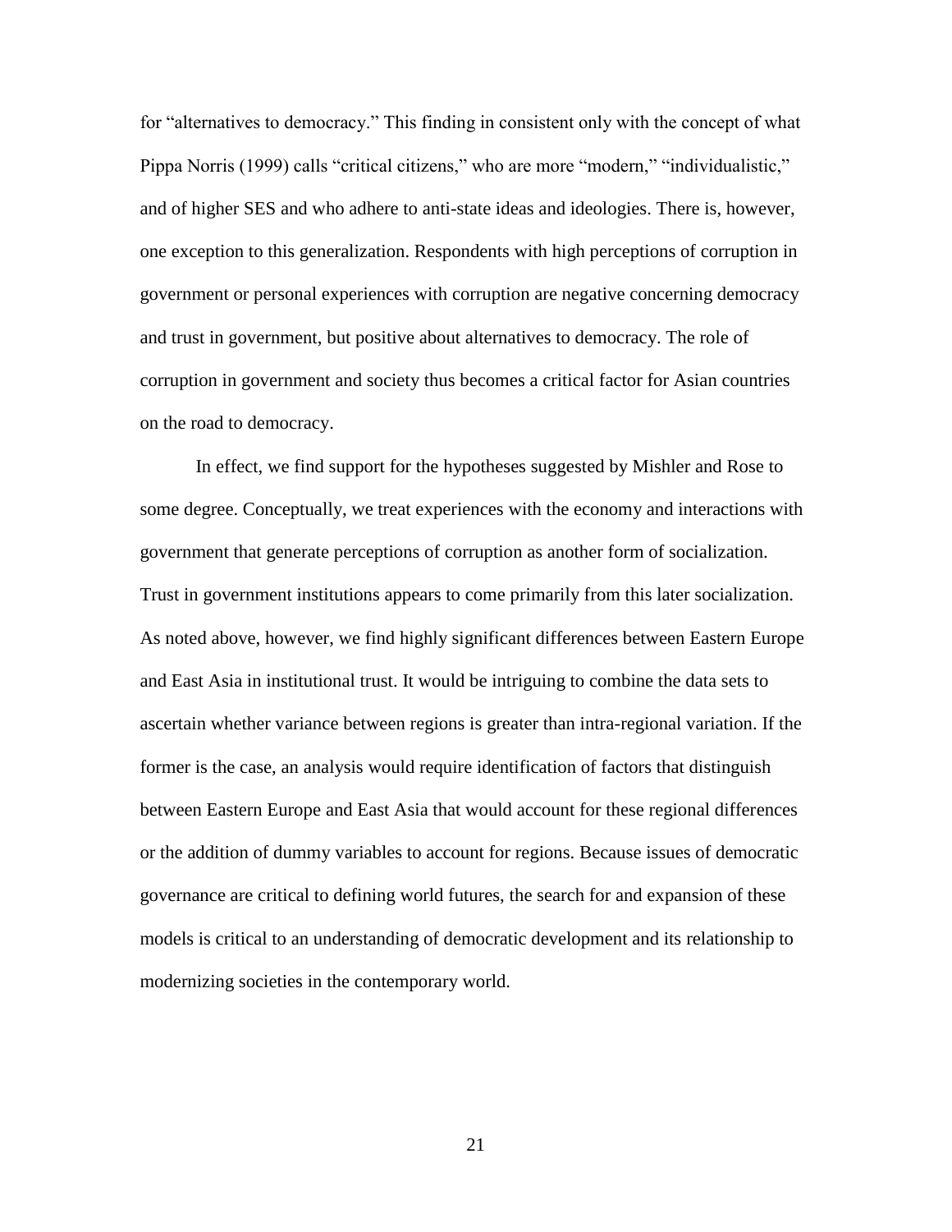for "alternatives to democracy." This finding in consistent only with the concept of what Pippa Norris (1999) calls "critical citizens," who are more "modern," "individualistic," and of higher SES and who adhere to anti-state ideas and ideologies. There is, however, one exception to this generalization. Respondents with high perceptions of corruption in government or personal experiences with corruption are negative concerning democracy and trust in government, but positive about alternatives to democracy. The role of corruption in government and society thus becomes a critical factor for Asian countries on the road to democracy.

In effect, we find support for the hypotheses suggested by Mishler and Rose to some degree. Conceptually, we treat experiences with the economy and interactions with government that generate perceptions of corruption as another form of socialization. Trust in government institutions appears to come primarily from this later socialization. As noted above, however, we find highly significant differences between Eastern Europe and East Asia in institutional trust. It would be intriguing to combine the data sets to ascertain whether variance between regions is greater than intra-regional variation. If the former is the case, an analysis would require identification of factors that distinguish between Eastern Europe and East Asia that would account for these regional differences or the addition of dummy variables to account for regions. Because issues of democratic governance are critical to defining world futures, the search for and expansion of these models is critical to an understanding of democratic development and its relationship to modernizing societies in the contemporary world.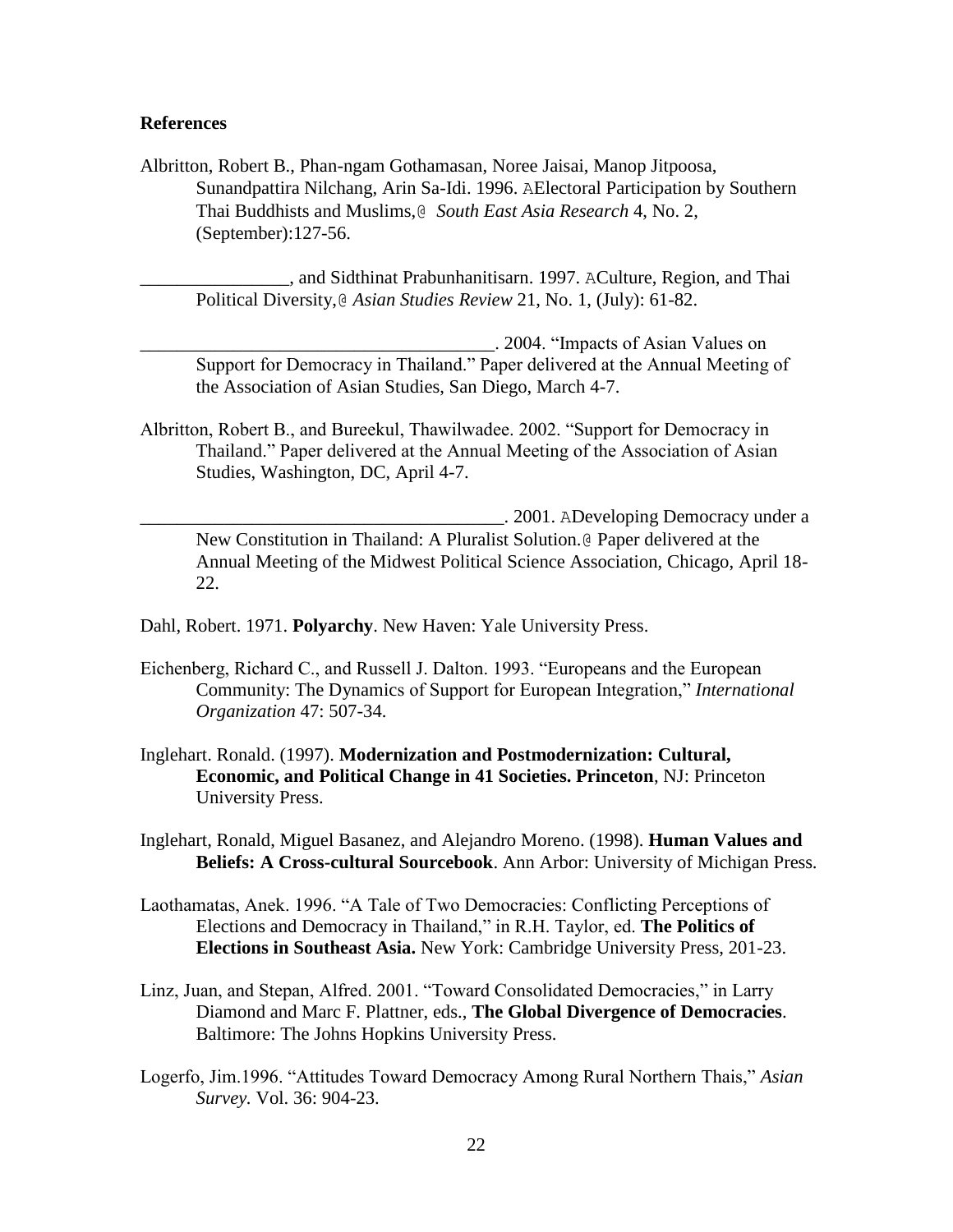## References

Albritton, Robert B., Phan-ngam Gothamasan, Noree Jaisai, Manop Jitpoosa, Sunandpattira Nilchang, Arin Sa-Idi. 1996. AElectoral Participation by Southern Thai Buddhists and Muslims,@ *South East Asia Research* 4, No. 2, (September):127-56.

________________, and Sidthinat Prabunhanitisarn. 1997. ACulture, Region, and Thai Political Diversity,@ *Asian Studies Review* 21, No. 1, (July): 61-82.

_______________________________________. 2004. "Impacts of Asian Values on Support for Democracy in Thailand." Paper delivered at the Annual Meeting of the Association of Asian Studies, San Diego, March 4-7.

Albritton, Robert B., and Bureekul, Thawilwadee. 2002. "Support for Democracy in Thailand." Paper delivered at the Annual Meeting of the Association of Asian Studies, Washington, DC, April 4-7.

________________________________________. 2001. ADeveloping Democracy under a New Constitution in Thailand: A Pluralist Solution.@ Paper delivered at the Annual Meeting of the Midwest Political Science Association, Chicago, April 18-22.

Dahl, Robert. 1971. **Polyarchy**. New Haven: Yale University Press.

Eichenberg, Richard C., and Russell J. Dalton. 1993. "Europeans and the European Community: The Dynamics of Support for European Integration," *International Organization* 47: 507-34.

Inglehart. Ronald. (1997). **Modernization and Postmodernization: Cultural, Economic, and Political Change in 41 Societies. Princeton**, NJ: Princeton University Press.

Inglehart, Ronald, Miguel Basanez, and Alejandro Moreno. (1998). **Human Values and Beliefs: A Cross-cultural Sourcebook**. Ann Arbor: University of Michigan Press.

Laothamatas, Anek. 1996. "A Tale of Two Democracies: Conflicting Perceptions of Elections and Democracy in Thailand," in R.H. Taylor, ed. **The Politics of Elections in Southeast Asia.** New York: Cambridge University Press, 201-23.

Linz, Juan, and Stepan, Alfred. 2001. "Toward Consolidated Democracies," in Larry Diamond and Marc F. Plattner, eds., **The Global Divergence of Democracies**. Baltimore: The Johns Hopkins University Press.

Logerfo, Jim.1996. "Attitudes Toward Democracy Among Rural Northern Thais," *Asian Survey.* Vol. 36: 904-23.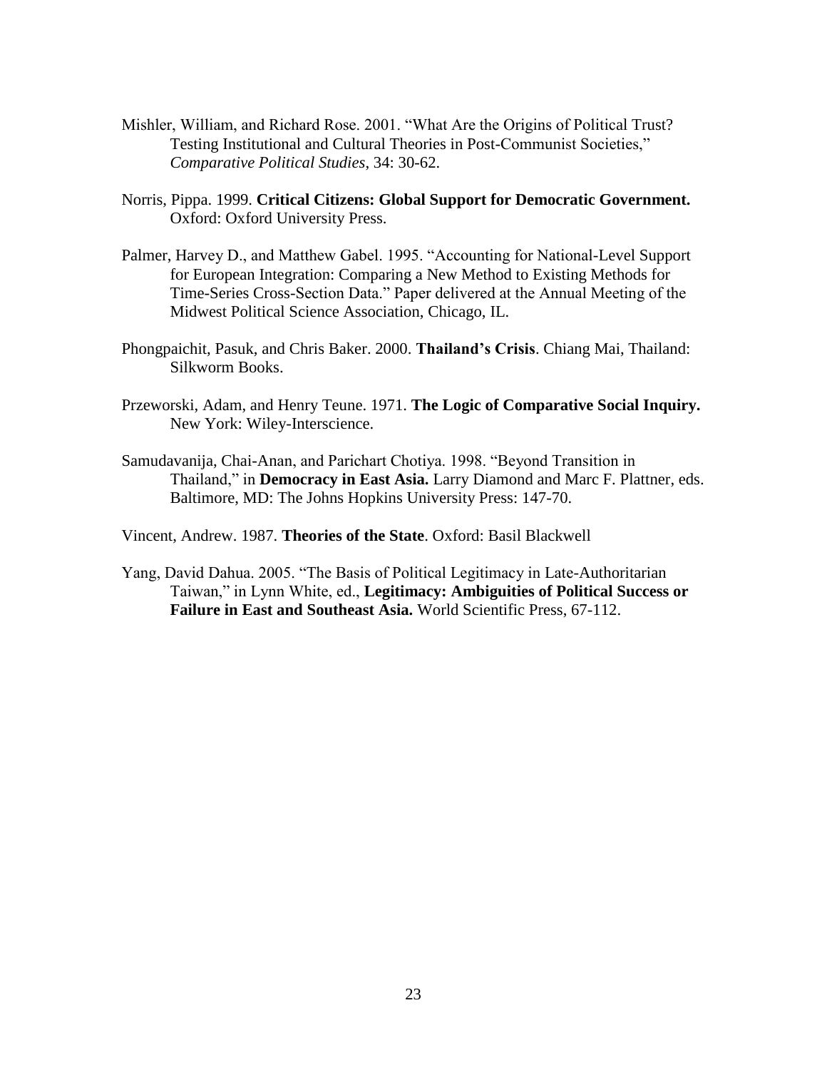Mishler, William, and Richard Rose. 2001. "What Are the Origins of Political Trust? Testing Institutional and Cultural Theories in Post-Communist Societies," *Comparative Political Studies*, 34: 30-62.

Norris, Pippa. 1999. **Critical Citizens: Global Support for Democratic Government.** Oxford: Oxford University Press.

Palmer, Harvey D., and Matthew Gabel. 1995. "Accounting for National-Level Support for European Integration: Comparing a New Method to Existing Methods for Time-Series Cross-Section Data." Paper delivered at the Annual Meeting of the Midwest Political Science Association, Chicago, IL.

Phongpaichit, Pasuk, and Chris Baker. 2000. **Thailand's Crisis**. Chiang Mai, Thailand: Silkworm Books.

Przeworski, Adam, and Henry Teune. 1971. **The Logic of Comparative Social Inquiry.** New York: Wiley-Interscience.

Samudavanija, Chai-Anan, and Parichart Chotiya. 1998. "Beyond Transition in Thailand," in **Democracy in East Asia.** Larry Diamond and Marc F. Plattner, eds. Baltimore, MD: The Johns Hopkins University Press: 147-70.

Vincent, Andrew. 1987. **Theories of the State**. Oxford: Basil Blackwell

Yang, David Dahua. 2005. "The Basis of Political Legitimacy in Late-Authoritarian Taiwan," in Lynn White, ed., **Legitimacy: Ambiguities of Political Success or Failure in East and Southeast Asia.** World Scientific Press, 67-112.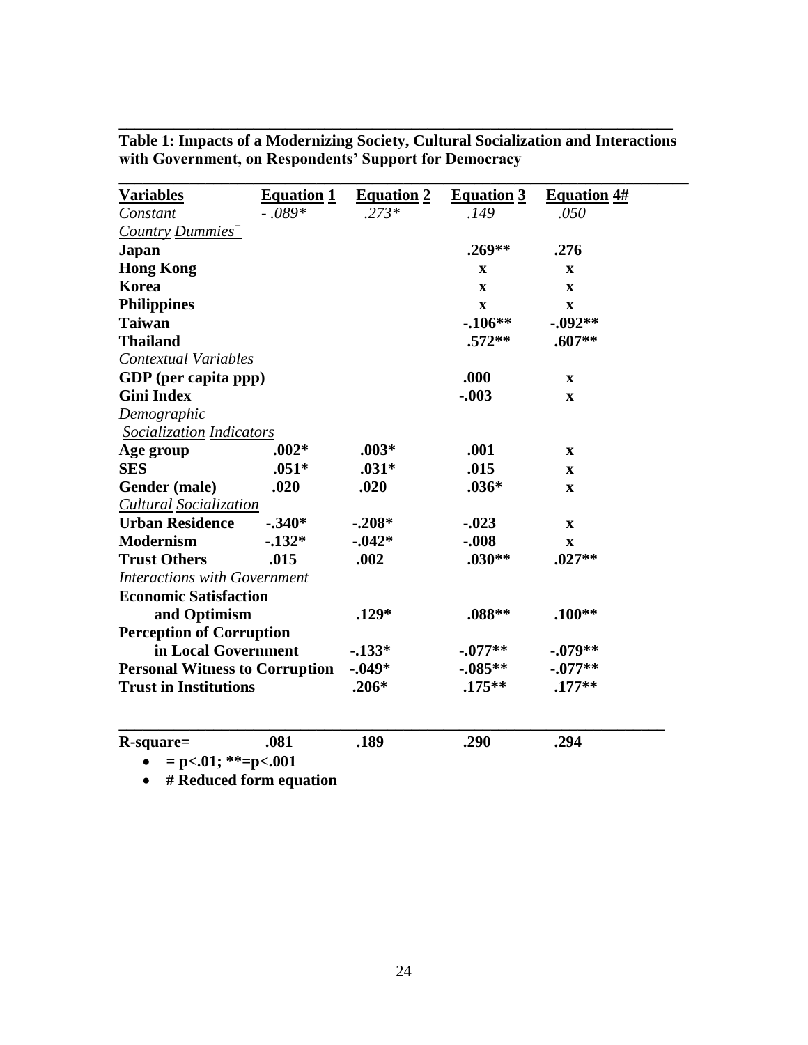**Table 1: Impacts of a Modernizing Society, Cultural Socialization and Interactions with Government, on Respondents' Support for Democracy**

| Variables | Equation 1 | Equation 2 | Equation 3 | Equation 4# |
|---|---|---|---|---|
| *Constant* | *- .089** | *.273** | *.149* | *.050* |
| *Country Dummies*$^{+}$ | | | | |
| **Japan** | | | **.269**** | **.276** |
| **Hong Kong** | | | **x** | **x** |
| **Korea** | | | **x** | **x** |
| **Philippines** | | | **x** | **x** |
| **Taiwan** | | | **-.106**** | **-.092**** |
| **Thailand** | | | **.572**** | **.607**** |
| *Contextual Variables* | | | | |
| **GDP (per capita ppp)** | | | **.000** | **x** |
| **Gini Index** | | | **-.003** | **x** |
| *Demographic Socialization Indicators* | | | | |
| **Age group** | **.002*** | **.003*** | **.001** | **x** |
| **SES** | **.051*** | **.031*** | **.015** | **x** |
| **Gender (male)** | **.020** | **.020** | **.036*** | **x** |
| *Cultural Socialization* | | | | |
| **Urban Residence** | **-.340*** | **-.208*** | **-.023** | **x** |
| **Modernism** | **-.132*** | **-.042*** | **-.008** | **x** |
| **Trust Others** | **.015** | **.002** | **.030**** | **.027**** |
| *Interactions with Government* | | | | |
| **Economic Satisfaction and Optimism** | | **.129*** | **.088**** | **.100**** |
| **Perception of Corruption in Local Government** | | **-.133*** | **-.077**** | **-.079**** |
| **Personal Witness to Corruption** | | **-.049*** | **-.085**** | **-.077**** |
| **Trust in Institutions** | | **.206*** | **.175**** | **.177**** |
| **R-square=** | **.081** | **.189** | **.290** | **.294** |

- **= p<.01; **=p<.001**
- **# Reduced form equation**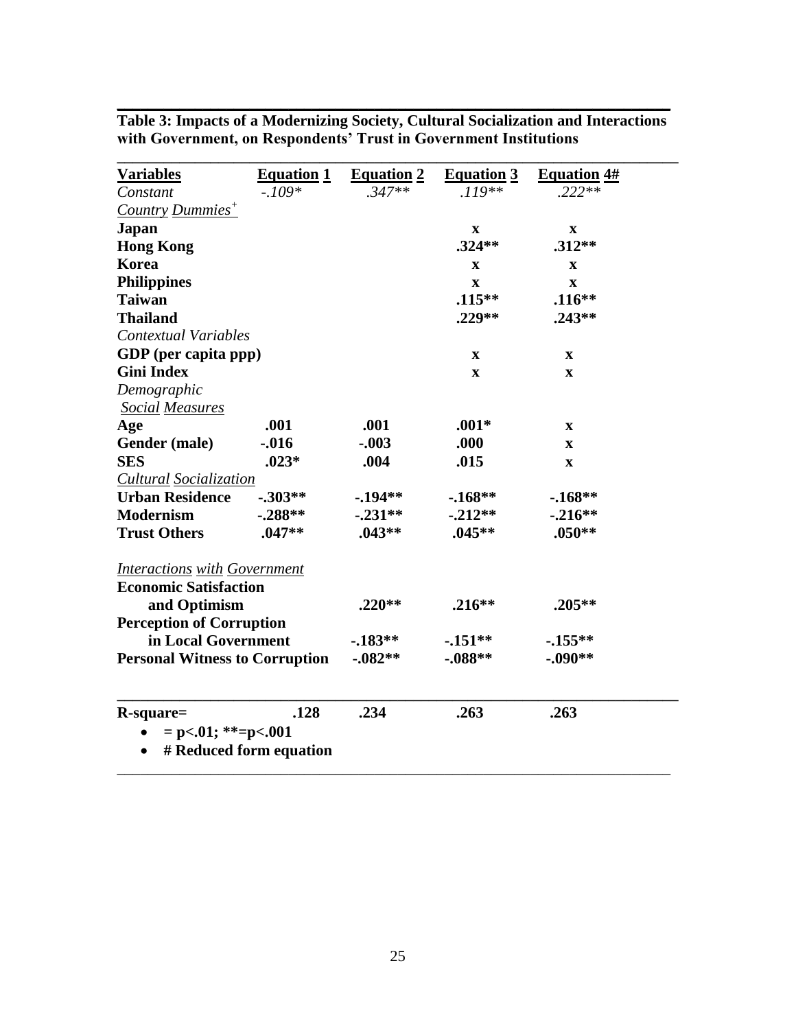**Table 3: Impacts of a Modernizing Society, Cultural Socialization and Interactions with Government, on Respondents' Trust in Government Institutions**

| Variables | Equation 1 | Equation 2 | Equation 3 | Equation 4# |
|---|---|---|---|---|
| *Constant* | *-.109** | *.347*** | *.119*** | *.222*** |
| *Country Dummies*[+] | | | | |
| **Japan** | | | **x** | **x** |
| **Hong Kong** | | | **.324**** | **.312**** |
| **Korea** | | | **x** | **x** |
| **Philippines** | | | **x** | **x** |
| **Taiwan** | | | **.115**** | **.116**** |
| **Thailand** | | | **.229**** | **.243**** |
| *Contextual Variables* | | | | |
| **GDP (per capita ppp)** | | | **x** | **x** |
| **Gini Index** | | | **x** | **x** |
| *Demographic Social Measures* | | | | |
| **Age** | **.001** | **.001** | **.001*** | **x** |
| **Gender (male)** | **-.016** | **-.003** | **.000** | **x** |
| **SES** | **.023*** | **.004** | **.015** | **x** |
| *Cultural Socialization* | | | | |
| **Urban Residence** | **-.303**** | **-.194**** | **-.168**** | **-.168**** |
| **Modernism** | **-.288**** | **-.231**** | **-.212**** | **-.216**** |
| **Trust Others** | **.047**** | **.043**** | **.045**** | **.050**** |
| *Interactions with Government* | | | | |
| **Economic Satisfaction and Optimism** | | **.220**** | **.216**** | **.205**** |
| **Perception of Corruption in Local Government** | | **-.183**** | **-.151**** | **-.155**** |
| **Personal Witness to Corruption** | | **-.082**** | **-.088**** | **-.090**** |
| **R-square=** | **.128** | **.234** | **.263** | **.263** |

- **= p<.01; **=p<.001**
- **# Reduced form equation**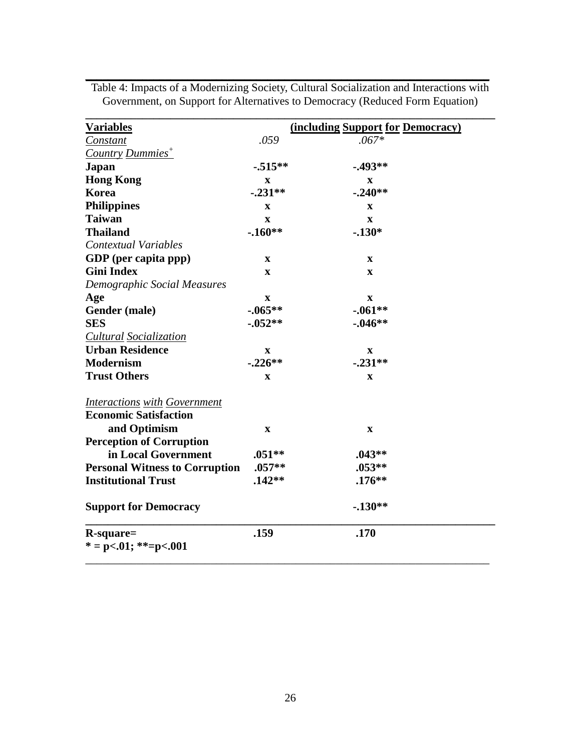Table 4: Impacts of a Modernizing Society, Cultural Socialization and Interactions with Government, on Support for Alternatives to Democracy (Reduced Form Equation)

| Variables | | (including Support for Democracy) |
|---|---|---|
| *Constant* | *.059* | *.067** |
| *Country Dummies+* | | |
| **Japan** | **-.515**** | **-.493**** |
| **Hong Kong** | **x** | **x** |
| **Korea** | **-.231**** | **-.240**** |
| **Philippines** | **x** | **x** |
| **Taiwan** | **x** | **x** |
| **Thailand** | **-.160**** | **-.130*** |
| *Contextual Variables* | | |
| **GDP (per capita ppp)** | **x** | **x** |
| **Gini Index** | **x** | **x** |
| *Demographic Social Measures* | | |
| **Age** | **x** | **x** |
| **Gender (male)** | **-.065**** | **-.061**** |
| **SES** | **-.052**** | **-.046**** |
| *Cultural Socialization* | | |
| **Urban Residence** | **x** | **x** |
| **Modernism** | **-.226**** | **-.231**** |
| **Trust Others** | **x** | **x** |
| *Interactions with Government* | | |
| **Economic Satisfaction and Optimism** | **x** | **x** |
| **Perception of Corruption in Local Government** | **.051**** | **.043**** |
| **Personal Witness to Corruption** | **.057**** | **.053**** |
| **Institutional Trust** | **.142**** | **.176**** |
| **Support for Democracy** | | **-.130**** |
| **R-square=** | **.159** | **.170** |

**\* = p<.01; \*\*=p<.001**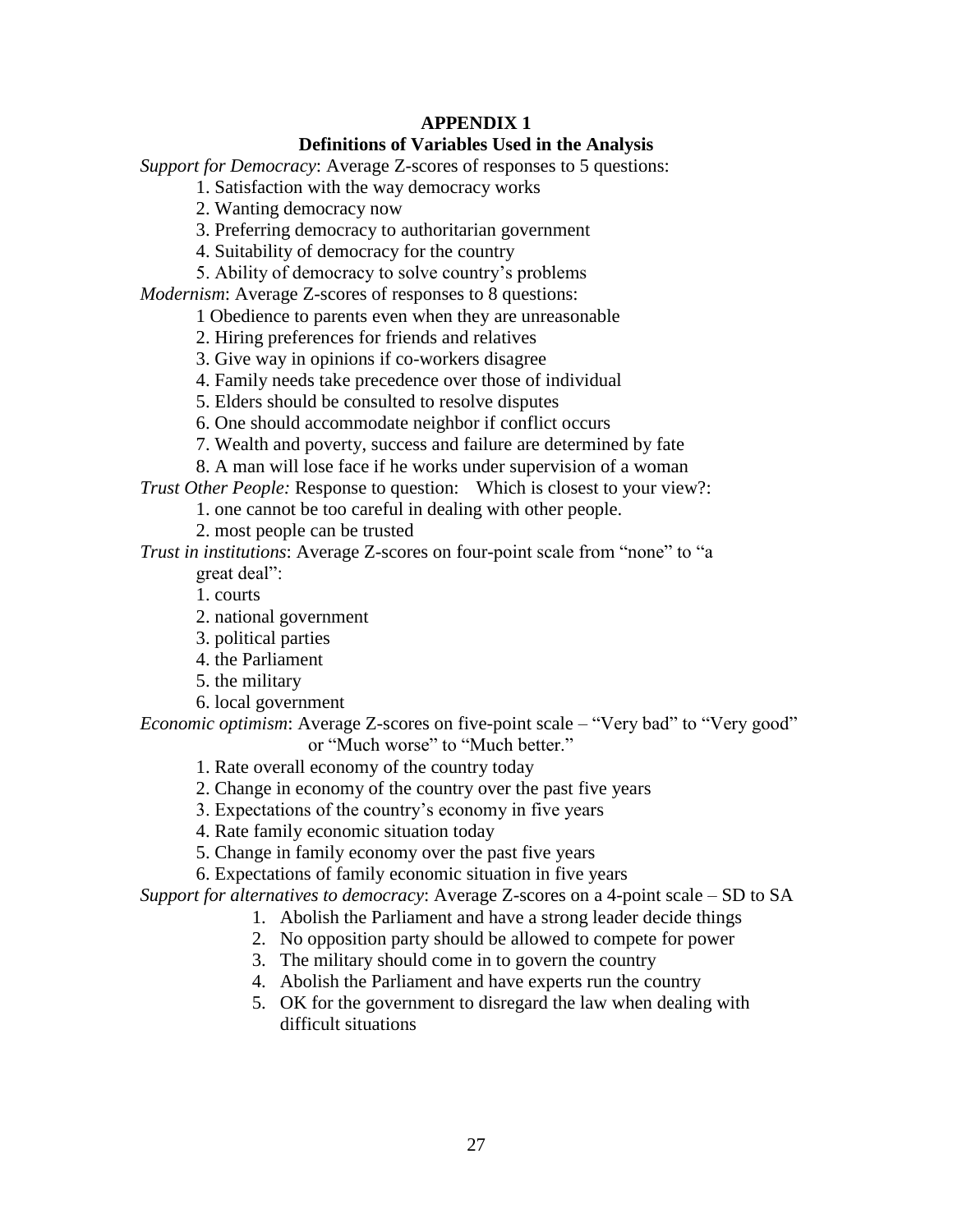## APPENDIX 1

### Definitions of Variables Used in the Analysis

*Support for Democracy*: Average Z-scores of responses to 5 questions:

1. Satisfaction with the way democracy works
2. Wanting democracy now
3. Preferring democracy to authoritarian government
4. Suitability of democracy for the country
5. Ability of democracy to solve country's problems

*Modernism*: Average Z-scores of responses to 8 questions:

1 Obedience to parents even when they are unreasonable
2. Hiring preferences for friends and relatives
3. Give way in opinions if co-workers disagree
4. Family needs take precedence over those of individual
5. Elders should be consulted to resolve disputes
6. One should accommodate neighbor if conflict occurs
7. Wealth and poverty, success and failure are determined by fate
8. A man will lose face if he works under supervision of a woman

*Trust Other People:* Response to question: Which is closest to your view?:

1. one cannot be too careful in dealing with other people.
2. most people can be trusted

*Trust in institutions*: Average Z-scores on four-point scale from "none" to "a great deal":

1. courts
2. national government
3. political parties
4. the Parliament
5. the military
6. local government

*Economic optimism*: Average Z-scores on five-point scale – "Very bad" to "Very good" or "Much worse" to "Much better."

1. Rate overall economy of the country today
2. Change in economy of the country over the past five years
3. Expectations of the country's economy in five years
4. Rate family economic situation today
5. Change in family economy over the past five years
6. Expectations of family economic situation in five years

*Support for alternatives to democracy*: Average Z-scores on a 4-point scale – SD to SA

1. Abolish the Parliament and have a strong leader decide things
2. No opposition party should be allowed to compete for power
3. The military should come in to govern the country
4. Abolish the Parliament and have experts run the country
5. OK for the government to disregard the law when dealing with difficult situations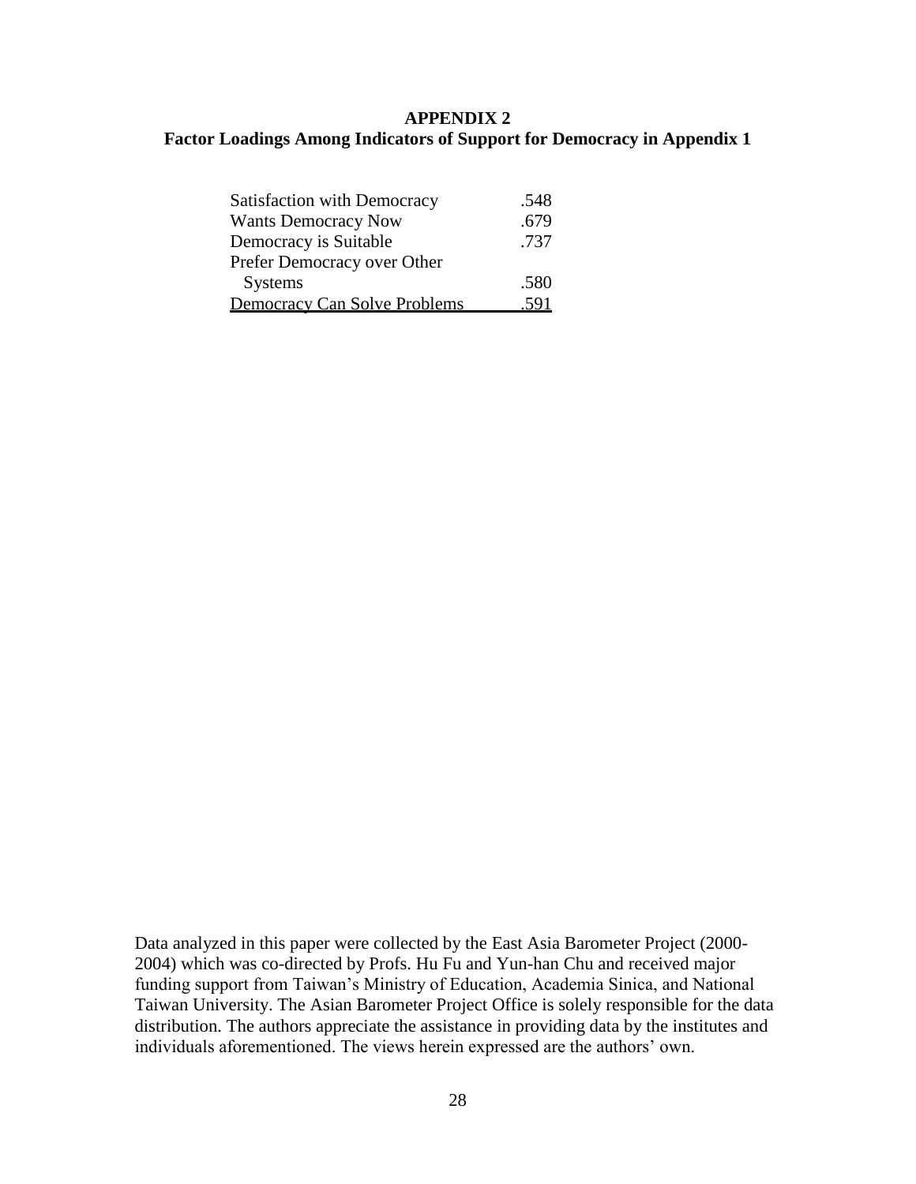**APPENDIX 2**
**Factor Loadings Among Indicators of Support for Democracy in Appendix 1**

| | |
|---|---|
| Satisfaction with Democracy | .548 |
| Wants Democracy Now | .679 |
| Democracy is Suitable | .737 |
| Prefer Democracy over Other Systems | .580 |
| Democracy Can Solve Problems | .591 |

Data analyzed in this paper were collected by the East Asia Barometer Project (2000-2004) which was co-directed by Profs. Hu Fu and Yun-han Chu and received major funding support from Taiwan's Ministry of Education, Academia Sinica, and National Taiwan University. The Asian Barometer Project Office is solely responsible for the data distribution. The authors appreciate the assistance in providing data by the institutes and individuals aforementioned. The views herein expressed are the authors' own.